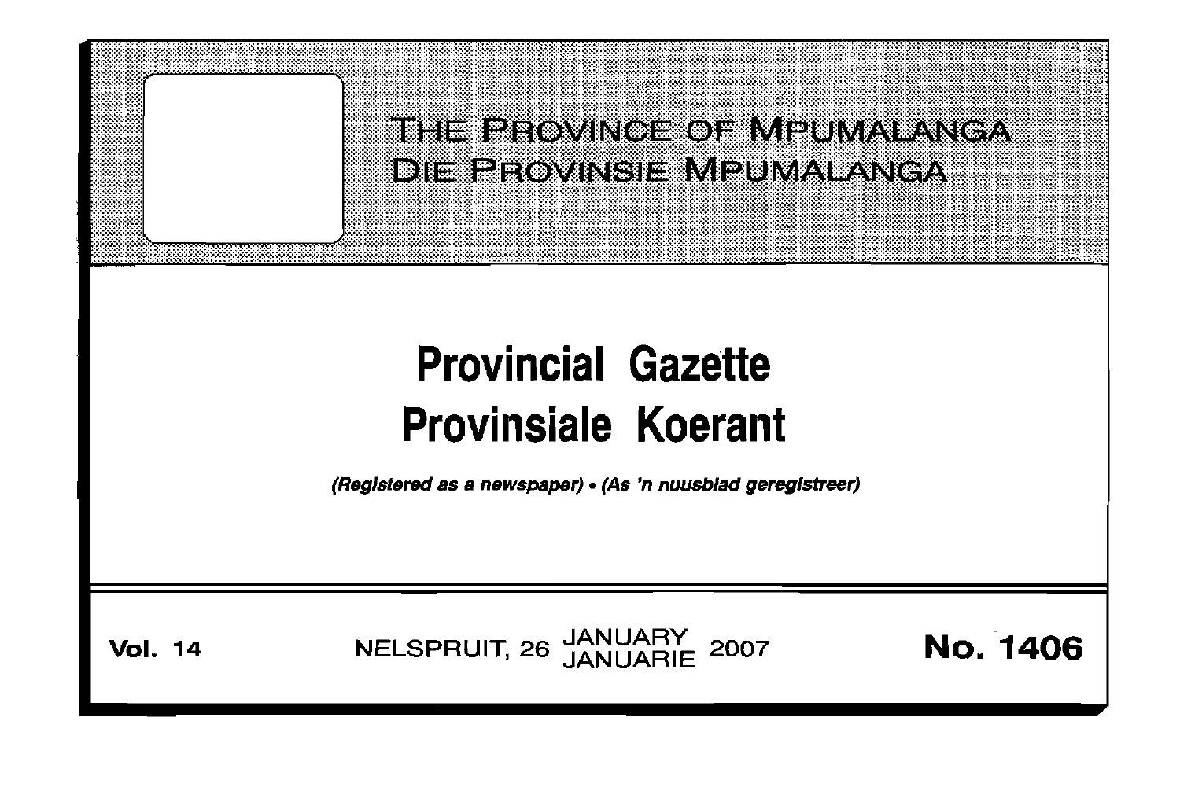# THE PROVINCE OF MPUMALANGA
# DIE PROVINSIE MPUMALANGA

# Provincial Gazette
# Provinsiale Koerant

*(Registered as a newspaper) • (As 'n nuusblad geregistreer)*

**Vol. 14** NELSPRUIT, 26 JANUARY JANUARIE 2007 **No. 1406**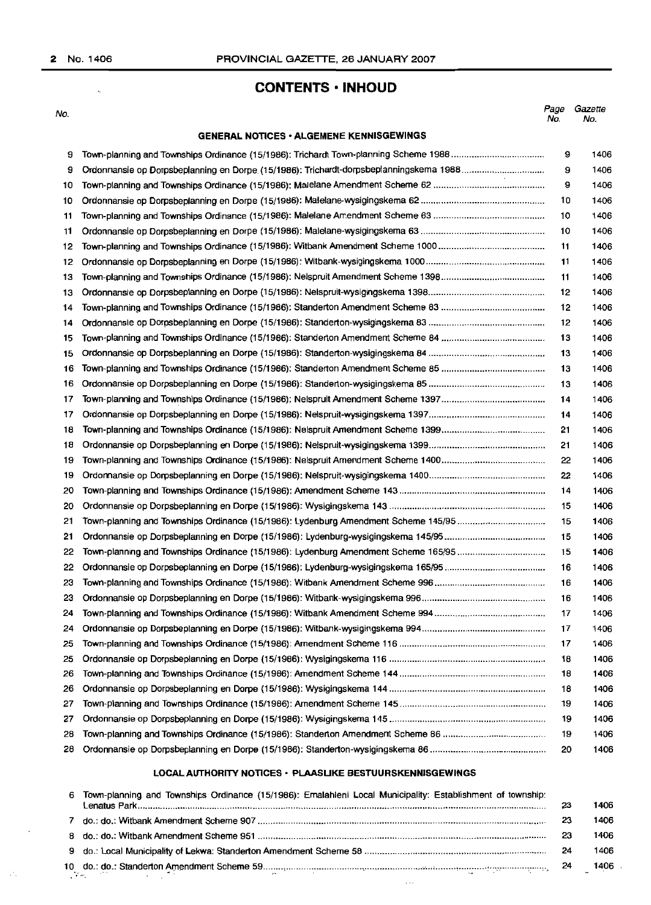## CONTENTS · INHOUD

| No. | | Page No. | Gazette No. |
|---|---|---|---|
| | **GENERAL NOTICES · ALGEMENE KENNISGEWINGS** | | |
| 9 | Town-planning and Townships Ordinance (15/1986): Trichardt Town-planning Scheme 1988 | 9 | 1406 |
| 9 | Ordonnansie op Dorpsbeplanning en Dorpe (15/1986): Trichardt-dorpsbeplanningskema 1988 | 9 | 1406 |
| 10 | Town-planning and Townships Ordinance (15/1986): Malelane Amendment Scheme 62 | 9 | 1406 |
| 10 | Ordonnansie op Dorpsbeplanning en Dorpe (15/1986): Malelane-wysigingskema 62 | 10 | 1406 |
| 11 | Town-planning and Townships Ordinance (15/1986): Malelane Amendment Scheme 63 | 10 | 1406 |
| 11 | Ordonnansie op Dorpsbeplanning en Dorpe (15/1986): Malelane-wysigingskema 63 | 10 | 1406 |
| 12 | Town-planning and Townships Ordinance (15/1986): Witbank Amendment Scheme 1000 | 11 | 1406 |
| 12 | Ordonnansie op Dorpsbeplanning en Dorpe (15/1986): Witbank-wysigingskema 1000 | 11 | 1406 |
| 13 | Town-planning and Townships Ordinance (15/1986): Nelspruit Amendment Scheme 1398 | 11 | 1406 |
| 13 | Ordonnansie op Dorpsbeplanning en Dorpe (15/1986): Nelspruit-wysigingskema 1398 | 12 | 1406 |
| 14 | Town-planning and Townships Ordinance (15/1986): Standerton Amendment Scheme 83 | 12 | 1406 |
| 14 | Ordonnansie op Dorpsbeplanning en Dorpe (15/1986): Standerton-wysigingskema 83 | 12 | 1406 |
| 15 | Town-planning and Townships Ordinance (15/1986): Standerton Amendment Scheme 84 | 13 | 1406 |
| 15 | Ordonnansie op Dorpsbeplanning en Dorpe (15/1986): Standerton-wysigingskema 84 | 13 | 1406 |
| 16 | Town-planning and Townships Ordinance (15/1986): Standerton Amendment Scheme 85 | 13 | 1406 |
| 16 | Ordonnansie op Dorpsbeplanning en Dorpe (15/1986): Standerton-wysigingskema 85 | 13 | 1406 |
| 17 | Town-planning and Townships Ordinance (15/1986): Nelspruit Amendment Scheme 1397 | 14 | 1406 |
| 17 | Ordonnansie op Dorpsbeplanning en Dorpe (15/1986): Nelspruit-wysigingskema 1397 | 14 | 1406 |
| 18 | Town-planning and Townships Ordinance (15/1986): Nelspruit Amendment Scheme 1399 | 21 | 1406 |
| 18 | Ordonnansie op Dorpsbeplanning en Dorpe (15/1986): Nelspruit-wysigingskema 1399 | 21 | 1406 |
| 19 | Town-planning and Townships Ordinance (15/1986): Nelspruit Amendment Scheme 1400 | 22 | 1406 |
| 19 | Ordonnansie op Dorpsbeplanning en Dorpe (15/1986): Nelspruit-wysigingskema 1400 | 22 | 1406 |
| 20 | Town-planning and Townships Ordinance (15/1986): Amendment Scheme 143 | 14 | 1406 |
| 20 | Ordonnansie op Dorpsbeplanning en Dorpe (15/1986): Wysigingskema 143 | 15 | 1406 |
| 21 | Town-planning and Townships Ordinance (15/1986): Lydenburg Amendment Scheme 145/95 | 15 | 1406 |
| 21 | Ordonnansie op Dorpsbeplanning en Dorpe (15/1986): Lydenburg-wysigingskema 145/95 | 15 | 1406 |
| 22 | Town-planning and Townships Ordinance (15/1986): Lydenburg Amendment Scheme 165/95 | 15 | 1406 |
| 22 | Ordonnansie op Dorpsbeplanning en Dorpe (15/1986): Lydenburg-wysigingskema 165/95 | 16 | 1406 |
| 23 | Town-planning and Townships Ordinance (15/1986): Witbank Amendment Scheme 996 | 16 | 1406 |
| 23 | Ordonnansie op Dorpsbeplanning en Dorpe (15/1986): Witbank-wysigingskema 996 | 16 | 1406 |
| 24 | Town-planning and Townships Ordinance (15/1986): Witbank Amendment Scheme 994 | 17 | 1406 |
| 24 | Ordonnansie op Dorpsbeplanning en Dorpe (15/1986): Witbank-wysigingskema 994 | 17 | 1406 |
| 25 | Town-planning and Townships Ordinance (15/1986): Amendment Scheme 116 | 17 | 1406 |
| 25 | Ordonnansie op Dorpsbeplanning en Dorpe (15/1986): Wysigingskema 116 | 18 | 1406 |
| 26 | Town-planning and Townships Ordinance (15/1986): Amendment Scheme 144 | 18 | 1406 |
| 26 | Ordonnansie op Dorpsbeplanning en Dorpe (15/1986): Wysigingskema 144 | 18 | 1406 |
| 27 | Town-planning and Townships Ordinance (15/1986): Amendment Scheme 145 | 19 | 1406 |
| 27 | Ordonnansie op Dorpsbeplanning en Dorpe (15/1986): Wysigingskema 145 | 19 | 1406 |
| 28 | Town-planning and Townships Ordinance (15/1986): Standerton Amendment Scheme 86 | 19 | 1406 |
| 28 | Ordonnansie op Dorpsbeplanning en Dorpe (15/1986): Standerton-wysigingskema 86 | 20 | 1406 |
| | **LOCAL AUTHORITY NOTICES · PLAASLIKE BESTUURSKENNISGEWINGS** | | |
| 6 | Town-planning and Townships Ordinance (15/1986): Emalahleni Local Municipality: Establishment of township: Lenatus Park | 23 | 1406 |
| 7 | do.: do.: Witbank Amendment Scheme 907 | 23 | 1406 |
| 8 | do.: do.: Witbank Amendment Scheme 951 | 23 | 1406 |
| 9 | do.: Local Municipality of Lekwa: Standerton Amendment Scheme 58 | 24 | 1406 |
| 10 | do.: do.: Standerton Amendment Scheme 59 | 24 | 1406 |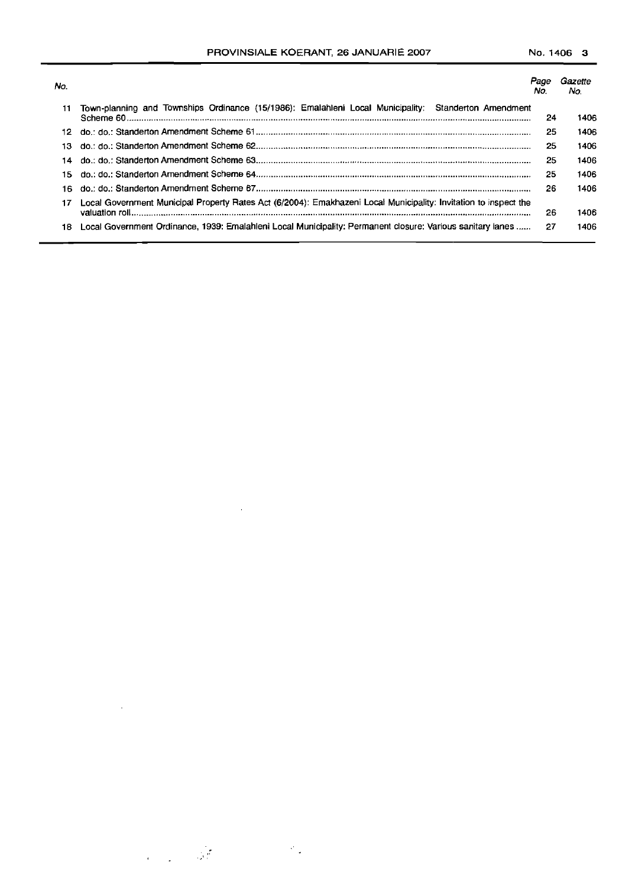| No. | | Page No. | Gazette No. |
|---|---|---|---|
| 11 | Town-planning and Townships Ordinance (15/1986): Emalahleni Local Municipality: Standerton Amendment Scheme 60 | 24 | 1406 |
| 12 | do.: do.: Standerton Amendment Scheme 61 | 25 | 1406 |
| 13 | do.: do.: Standerton Amendment Scheme 62 | 25 | 1406 |
| 14 | do.: do.: Standerton Amendment Scheme 63 | 25 | 1406 |
| 15 | do.: do.: Standerton Amendment Scheme 64 | 25 | 1406 |
| 16 | do.: do.: Standerton Amendment Scheme 67 | 26 | 1406 |
| 17 | Local Government Municipal Property Rates Act (6/2004): Emakhazeni Local Municipality: Invitation to inspect the valuation roll | 26 | 1406 |
| 18 | Local Government Ordinance, 1939: Emalahleni Local Municipality: Permanent closure: Various sanitary lanes | 27 | 1406 |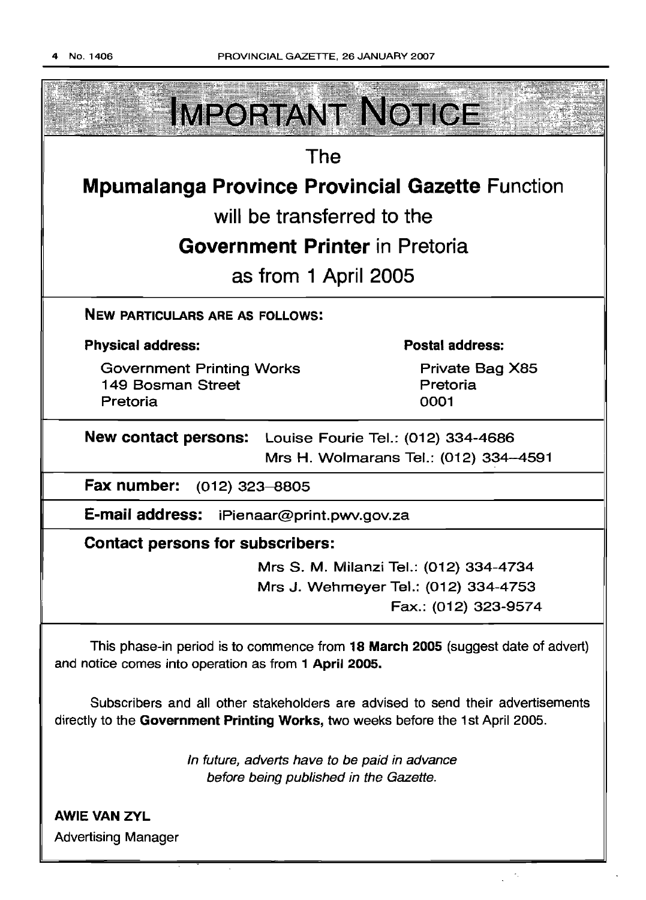# IMPORTANT NOTICE

The

**Mpumalanga Province Provincial Gazette** Function

will be transferred to the

**Government Printer** in Pretoria

as from 1 April 2005

**NEW PARTICULARS ARE AS FOLLOWS:**

**Physical address:**

Government Printing Works
149 Bosman Street
Pretoria

**Postal address:**

Private Bag X85
Pretoria
0001

**New contact persons:** Louise Fourie Tel.: (012) 334-4686
Mrs H. Wolmarans Tel.: (012) 334-4591

**Fax number:** (012) 323-8805

**E-mail address:** iPienaar@print.pwv.gov.za

**Contact persons for subscribers:**

Mrs S. M. Milanzi Tel.: (012) 334-4734
Mrs J. Wehmeyer Tel.: (012) 334-4753
Fax.: (012) 323-9574

This phase-in period is to commence from **18 March 2005** (suggest date of advert) and notice comes into operation as from **1 April 2005.**

Subscribers and all other stakeholders are advised to send their advertisements directly to the **Government Printing Works,** two weeks before the 1st April 2005.

*In future, adverts have to be paid in advance before being published in the Gazette.*

**AWIE VAN ZYL**
Advertising Manager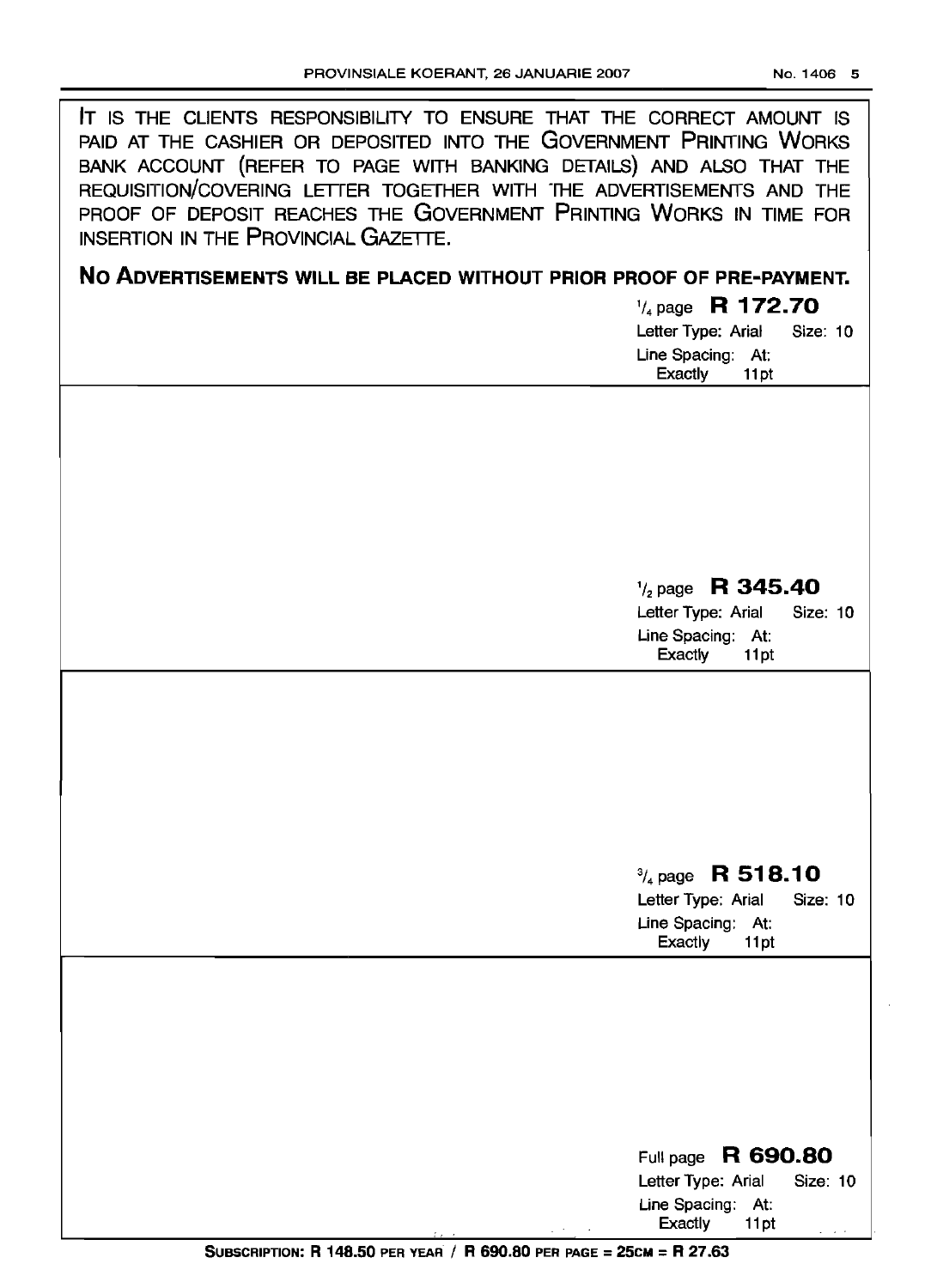IT IS THE CLIENTS RESPONSIBILITY TO ENSURE THAT THE CORRECT AMOUNT IS PAID AT THE CASHIER OR DEPOSITED INTO THE GOVERNMENT PRINTING WORKS BANK ACCOUNT (REFER TO PAGE WITH BANKING DETAILS) AND ALSO THAT THE REQUISITION/COVERING LETTER TOGETHER WITH THE ADVERTISEMENTS AND THE PROOF OF DEPOSIT REACHES THE GOVERNMENT PRINTING WORKS IN TIME FOR INSERTION IN THE PROVINCIAL GAZETTE.

**NO ADVERTISEMENTS WILL BE PLACED WITHOUT PRIOR PROOF OF PRE-PAYMENT.**

1/4 page **R 172.70**
Letter Type: Arial Size: 10
Line Spacing: At: Exactly 11pt

1/2 page **R 345.40**
Letter Type: Arial Size: 10
Line Spacing: At: Exactly 11pt

3/4 page **R 518.10**
Letter Type: Arial Size: 10
Line Spacing: At: Exactly 11pt

Full page **R 690.80**
Letter Type: Arial Size: 10
Line Spacing: At: Exactly 11pt

**SUBSCRIPTION: R 148.50 PER YEAR / R 690.80 PER PAGE = 25CM = R 27.63**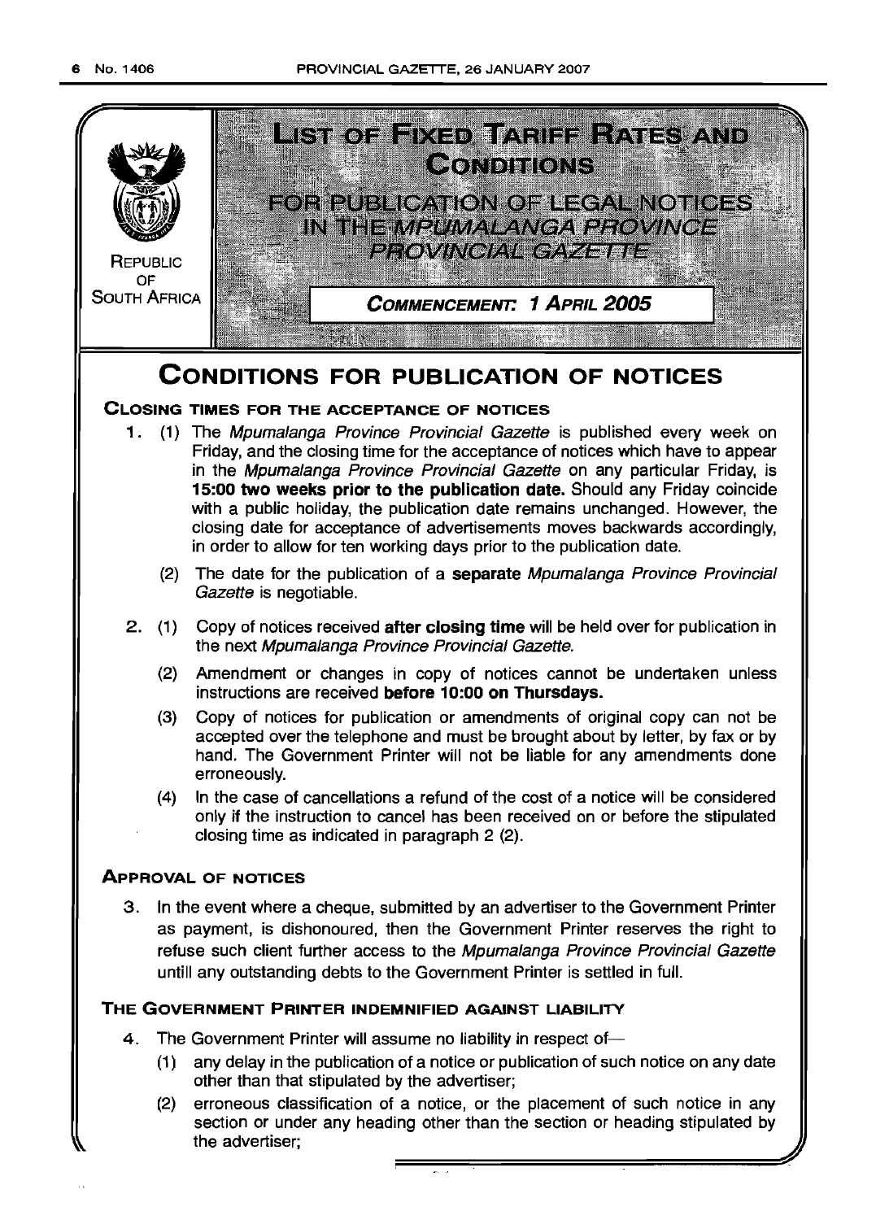REPUBLIC OF SOUTH AFRICA

# LIST OF FIXED TARIFF RATES AND CONDITIONS

## FOR PUBLICATION OF LEGAL NOTICES IN THE *MPUMALANGA PROVINCE PROVINCIAL GAZETTE*

***COMMENCEMENT: 1 APRIL 2005***

# CONDITIONS FOR PUBLICATION OF NOTICES

### CLOSING TIMES FOR THE ACCEPTANCE OF NOTICES

1. (1) The *Mpumalanga Province Provincial Gazette* is published every week on Friday, and the closing time for the acceptance of notices which have to appear in the *Mpumalanga Province Provincial Gazette* on any particular Friday, is **15:00 two weeks prior to the publication date.** Should any Friday coincide with a public holiday, the publication date remains unchanged. However, the closing date for acceptance of advertisements moves backwards accordingly, in order to allow for ten working days prior to the publication date.

   (2) The date for the publication of a **separate** *Mpumalanga Province Provincial Gazette* is negotiable.

2. (1) Copy of notices received **after closing time** will be held over for publication in the next *Mpumalanga Province Provincial Gazette.*

   (2) Amendment or changes in copy of notices cannot be undertaken unless instructions are received **before 10:00 on Thursdays.**

   (3) Copy of notices for publication or amendments of original copy can not be accepted over the telephone and must be brought about by letter, by fax or by hand. The Government Printer will not be liable for any amendments done erroneously.

   (4) In the case of cancellations a refund of the cost of a notice will be considered only if the instruction to cancel has been received on or before the stipulated closing time as indicated in paragraph 2 (2).

### APPROVAL OF NOTICES

3. In the event where a cheque, submitted by an advertiser to the Government Printer as payment, is dishonoured, then the Government Printer reserves the right to refuse such client further access to the *Mpumalanga Province Provincial Gazette* untill any outstanding debts to the Government Printer is settled in full.

### THE GOVERNMENT PRINTER INDEMNIFIED AGAINST LIABILITY

4. The Government Printer will assume no liability in respect of—

   (1) any delay in the publication of a notice or publication of such notice on any date other than that stipulated by the advertiser;

   (2) erroneous classification of a notice, or the placement of such notice in any section or under any heading other than the section or heading stipulated by the advertiser;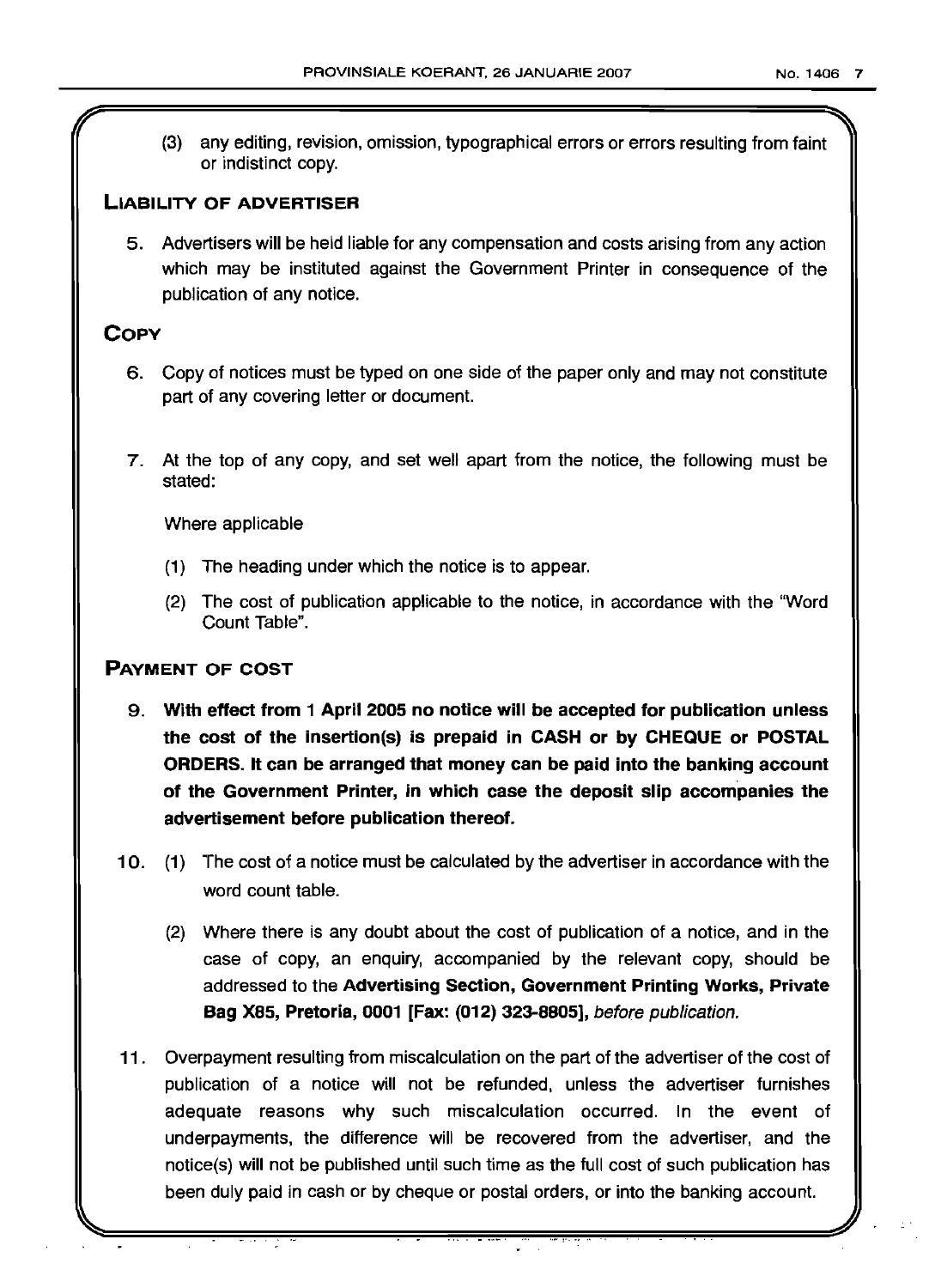(3) any editing, revision, omission, typographical errors or errors resulting from faint or indistinct copy.

## LIABILITY OF ADVERTISER

5. Advertisers will be held liable for any compensation and costs arising from any action which may be instituted against the Government Printer in consequence of the publication of any notice.

## COPY

6. Copy of notices must be typed on one side of the paper only and may not constitute part of any covering letter or document.

7. At the top of any copy, and set well apart from the notice, the following must be stated:

   Where applicable

   (1) The heading under which the notice is to appear.

   (2) The cost of publication applicable to the notice, in accordance with the "Word Count Table".

## PAYMENT OF COST

9. **With effect from 1 April 2005 no notice will be accepted for publication unless the cost of the insertion(s) is prepaid in CASH or by CHEQUE or POSTAL ORDERS. It can be arranged that money can be paid into the banking account of the Government Printer, in which case the deposit slip accompanies the advertisement before publication thereof.**

10. (1) The cost of a notice must be calculated by the advertiser in accordance with the word count table.

    (2) Where there is any doubt about the cost of publication of a notice, and in the case of copy, an enquiry, accompanied by the relevant copy, should be addressed to the **Advertising Section, Government Printing Works, Private Bag X85, Pretoria, 0001 [Fax: (012) 323-8805],** *before publication.*

11. Overpayment resulting from miscalculation on the part of the advertiser of the cost of publication of a notice will not be refunded, unless the advertiser furnishes adequate reasons why such miscalculation occurred. In the event of underpayments, the difference will be recovered from the advertiser, and the notice(s) will not be published until such time as the full cost of such publication has been duly paid in cash or by cheque or postal orders, or into the banking account.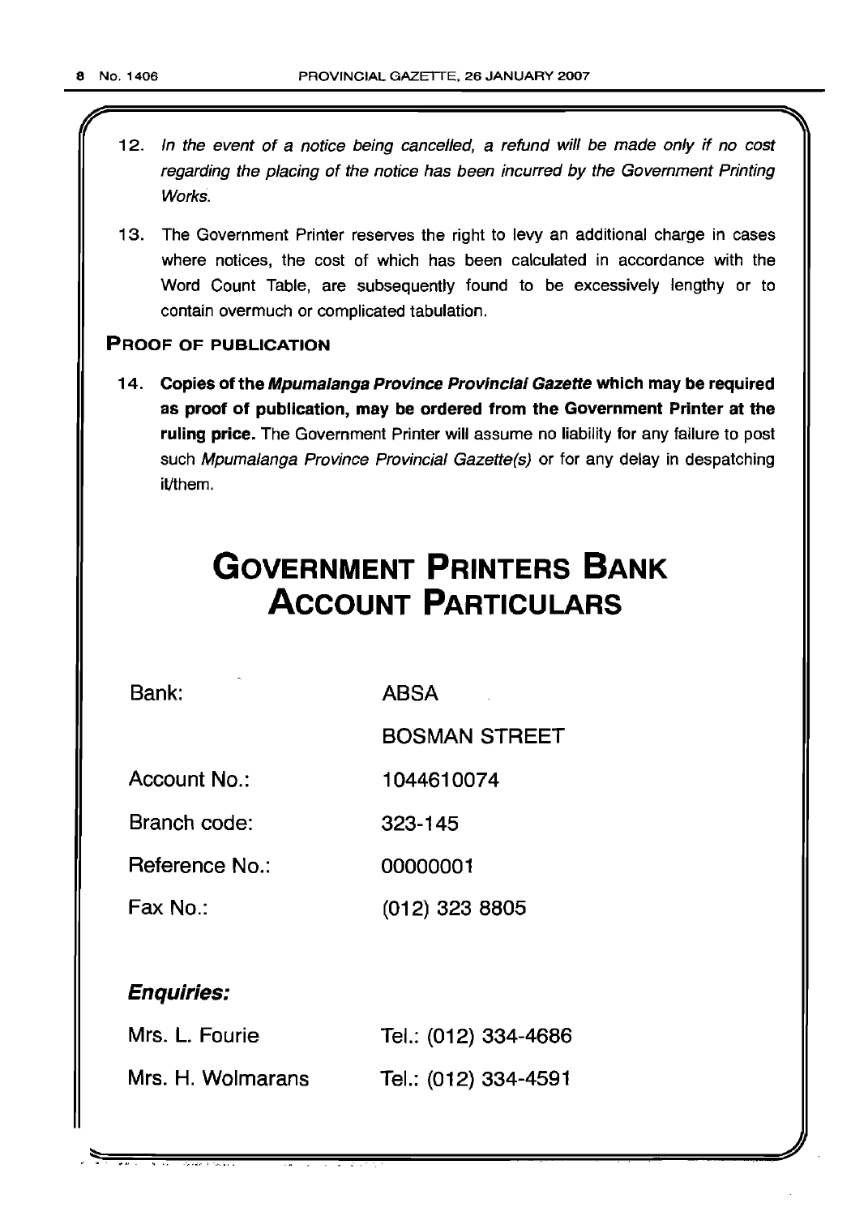12. *In the event of a notice being cancelled, a refund will be made only if no cost regarding the placing of the notice has been incurred by the Government Printing Works.*

13. The Government Printer reserves the right to levy an additional charge in cases where notices, the cost of which has been calculated in accordance with the Word Count Table, are subsequently found to be excessively lengthy or to contain overmuch or complicated tabulation.

### PROOF OF PUBLICATION

14. **Copies of the *Mpumalanga Province Provincial Gazette* which may be required as proof of publication, may be ordered from the Government Printer at the ruling price.** The Government Printer will assume no liability for any failure to post such *Mpumalanga Province Provincial Gazette(s)* or for any delay in despatching it/them.

# GOVERNMENT PRINTERS BANK ACCOUNT PARTICULARS

| | |
|---|---|
| Bank: | ABSA |
| | BOSMAN STREET |
| Account No.: | 1044610074 |
| Branch code: | 323-145 |
| Reference No.: | 00000001 |
| Fax No.: | (012) 323 8805 |

***Enquiries:***

| | |
|---|---|
| Mrs. L. Fourie | Tel.: (012) 334-4686 |
| Mrs. H. Wolmarans | Tel.: (012) 334-4591 |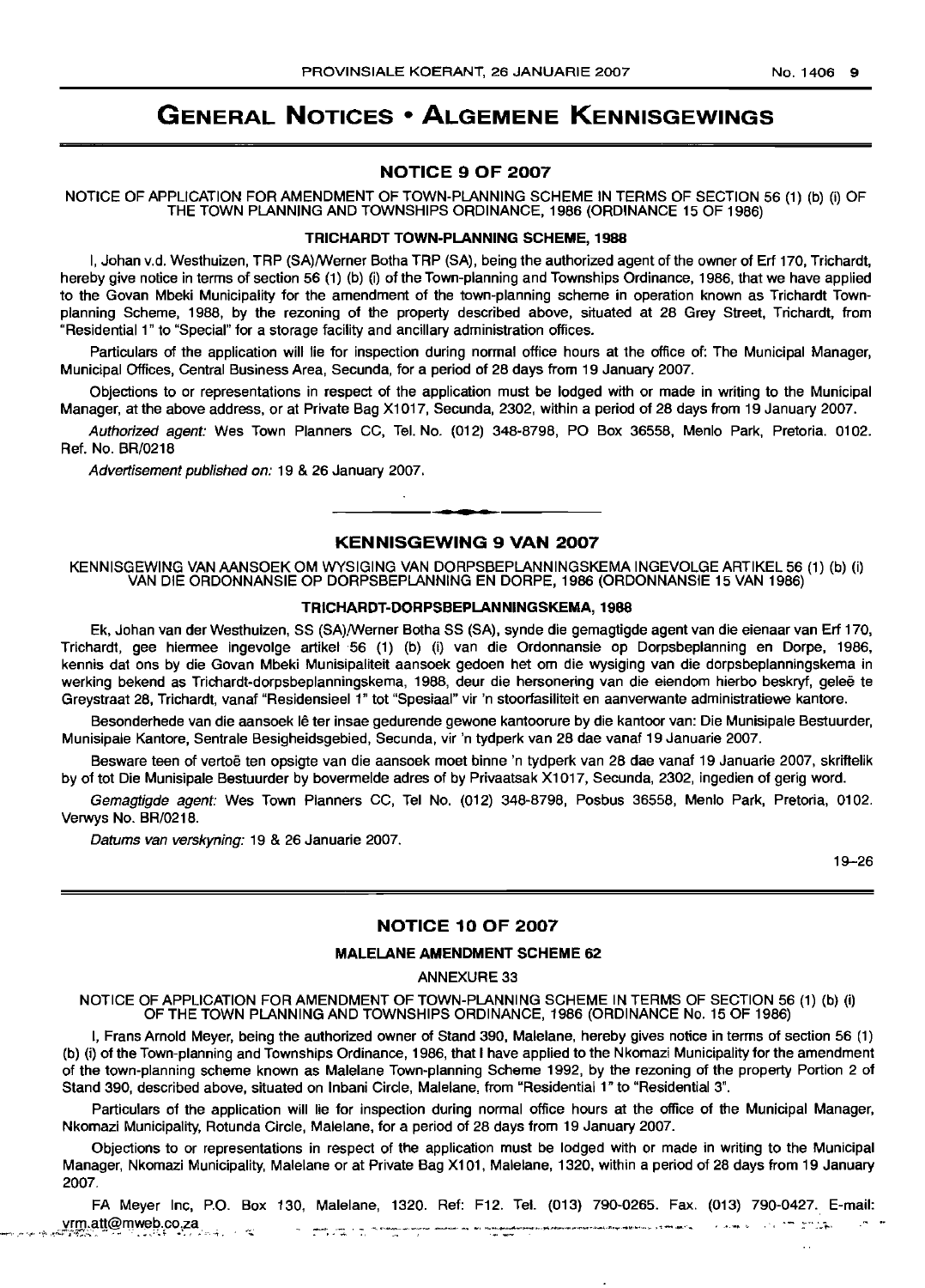# GENERAL NOTICES • ALGEMENE KENNISGEWINGS

## NOTICE 9 OF 2007

NOTICE OF APPLICATION FOR AMENDMENT OF TOWN-PLANNING SCHEME IN TERMS OF SECTION 56 (1) (b) (i) OF THE TOWN PLANNING AND TOWNSHIPS ORDINANCE, 1986 (ORDINANCE 15 OF 1986)

### TRICHARDT TOWN-PLANNING SCHEME, 1988

I, Johan v.d. Westhuizen, TRP (SA)/Werner Botha TRP (SA), being the authorized agent of the owner of Erf 170, Trichardt, hereby give notice in terms of section 56 (1) (b) (i) of the Town-planning and Townships Ordinance, 1986, that we have applied to the Govan Mbeki Municipality for the amendment of the town-planning scheme in operation known as Trichardt Town-planning Scheme, 1988, by the rezoning of the property described above, situated at 28 Grey Street, Trichardt, from "Residential 1" to "Special" for a storage facility and ancillary administration offices.

Particulars of the application will lie for inspection during normal office hours at the office of: The Municipal Manager, Municipal Offices, Central Business Area, Secunda, for a period of 28 days from 19 January 2007.

Objections to or representations in respect of the application must be lodged with or made in writing to the Municipal Manager, at the above address, or at Private Bag X1017, Secunda, 2302, within a period of 28 days from 19 January 2007.

*Authorized agent:* Wes Town Planners CC, Tel. No. (012) 348-8798, PO Box 36558, Menlo Park, Pretoria. 0102. Ref. No. BR/0218

*Advertisement published on:* 19 & 26 January 2007.

---

## KENNISGEWING 9 VAN 2007

KENNISGEWING VAN AANSOEK OM WYSIGING VAN DORPSBEPLANNINGSKEMA INGEVOLGE ARTIKEL 56 (1) (b) (i) VAN DIE ORDONNANSIE OP DORPSBEPLANNING EN DORPE, 1986 (ORDONNANSIE 15 VAN 1986)

### TRICHARDT-DORPSBEPLANNINGSKEMA, 1988

Ek, Johan van der Westhuizen, SS (SA)/Werner Botha SS (SA), synde die gemagtigde agent van die eienaar van Erf 170, Trichardt, gee hiermee ingevolge artikel 56 (1) (b) (i) van die Ordonnansie op Dorpsbeplanning en Dorpe, 1986, kennis dat ons by die Govan Mbeki Munisipaliteit aansoek gedoen het om die wysiging van die dorpsbeplanningskema in werking bekend as Trichardt-dorpsbeplanningskema, 1988, deur die hersonering van die eiendom hierbo beskryf, geleë te Greystraat 28, Trichardt, vanaf "Residensieel 1" tot "Spesiaal" vir 'n stoorfasiliteit en aanverwante administratiewe kantore.

Besonderhede van die aansoek lê ter insae gedurende gewone kantoorure by die kantoor van: Die Munisipale Bestuurder, Munisipale Kantore, Sentrale Besigheidsgebied, Secunda, vir 'n tydperk van 28 dae vanaf 19 Januarie 2007.

Besware teen of vertoë ten opsigte van die aansoek moet binne 'n tydperk van 28 dae vanaf 19 Januarie 2007, skriftelik by of tot Die Munisipale Bestuurder by bovermelde adres of by Privaatsak X1017, Secunda, 2302, ingedien of gerig word.

*Gemagtigde agent:* Wes Town Planners CC, Tel No. (012) 348-8798, Posbus 36558, Menlo Park, Pretoria, 0102. Verwys No. BR/0218.

*Datums van verskyning:* 19 & 26 Januarie 2007.

19–26

---

## NOTICE 10 OF 2007

### MALELANE AMENDMENT SCHEME 62

ANNEXURE 33

NOTICE OF APPLICATION FOR AMENDMENT OF TOWN-PLANNING SCHEME IN TERMS OF SECTION 56 (1) (b) (i) OF THE TOWN PLANNING AND TOWNSHIPS ORDINANCE, 1986 (ORDINANCE No. 15 OF 1986)

I, Frans Arnold Meyer, being the authorized owner of Stand 390, Malelane, hereby gives notice in terms of section 56 (1) (b) (i) of the Town-planning and Townships Ordinance, 1986, that I have applied to the Nkomazi Municipality for the amendment of the town-planning scheme known as Malelane Town-planning Scheme 1992, by the rezoning of the property Portion 2 of Stand 390, described above, situated on Inbani Circle, Malelane, from "Residential 1" to "Residential 3".

Particulars of the application will lie for inspection during normal office hours at the office of the Municipal Manager, Nkomazi Municipality, Rotunda Circle, Malelane, for a period of 28 days from 19 January 2007.

Objections to or representations in respect of the application must be lodged with or made in writing to the Municipal Manager, Nkomazi Municipality, Malelane or at Private Bag X101, Malelane, 1320, within a period of 28 days from 19 January 2007.

FA Meyer Inc, P.O. Box 130, Malelane, 1320. Ref: F12. Tel. (013) 790-0265. Fax. (013) 790-0427. E-mail: vrm.att@mweb.co.za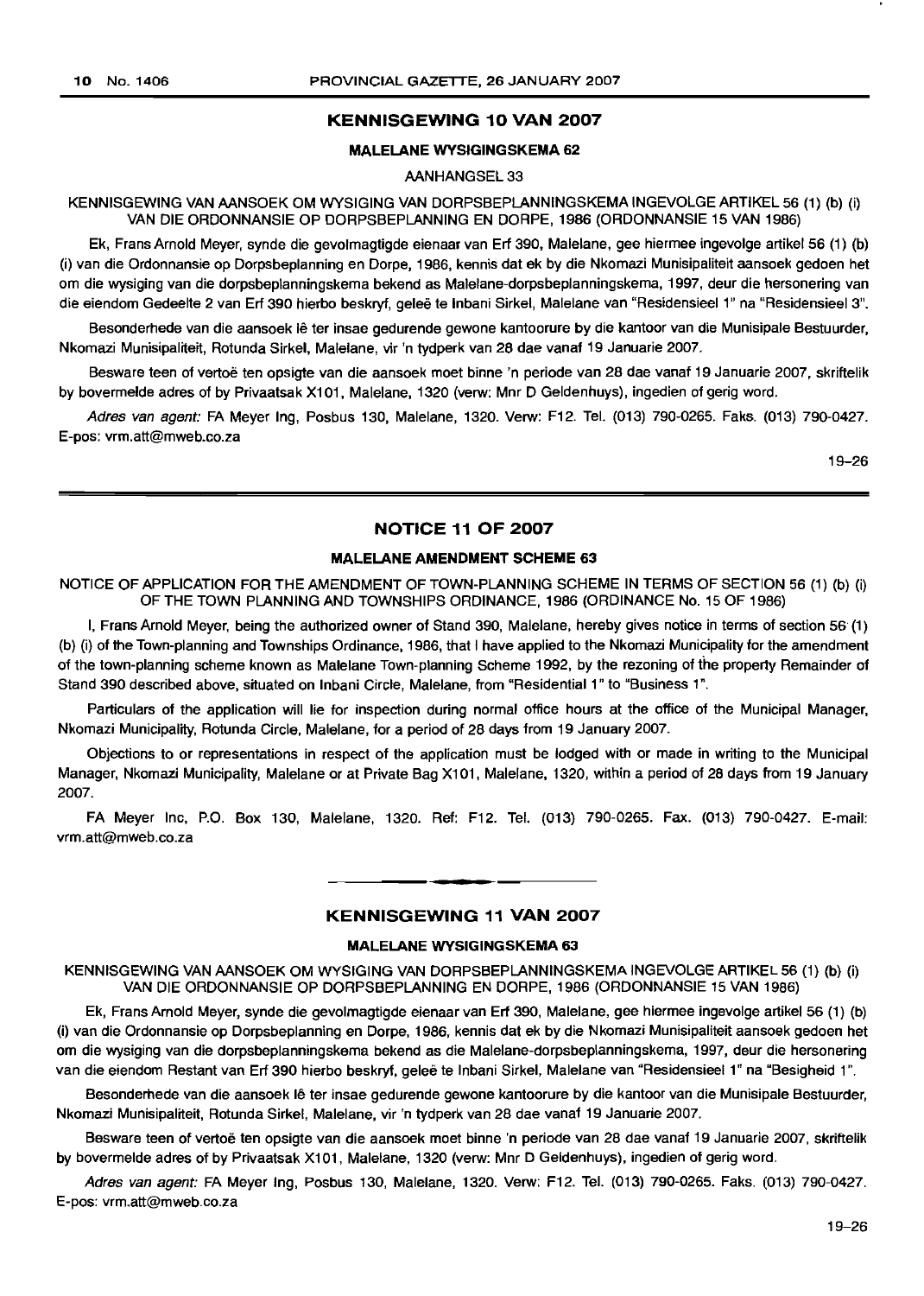## KENNISGEWING 10 VAN 2007

### MALELANE WYSIGINGSKEMA 62

AANHANGSEL 33

KENNISGEWING VAN AANSOEK OM WYSIGING VAN DORPSBEPLANNINGSKEMA INGEVOLGE ARTIKEL 56 (1) (b) (i) VAN DIE ORDONNANSIE OP DORPSBEPLANNING EN DORPE, 1986 (ORDONNANSIE 15 VAN 1986)

Ek, Frans Arnold Meyer, synde die gevolmagtigde eienaar van Erf 390, Malelane, gee hiermee ingevolge artikel 56 (1) (b) (i) van die Ordonnansie op Dorpsbeplanning en Dorpe, 1986, kennis dat ek by die Nkomazi Munisipaliteit aansoek gedoen het om die wysiging van die dorpsbeplanningskema bekend as Malelane-dorpsbeplanningskema, 1997, deur die hersonering van die eiendom Gedeelte 2 van Erf 390 hierbo beskryf, geleë te Inbani Sirkel, Malelane van "Residensieel 1" na "Residensieel 3".

Besonderhede van die aansoek lê ter insae gedurende gewone kantoorure by die kantoor van die Munisipale Bestuurder, Nkomazi Munisipaliteit, Rotunda Sirkel, Malelane, vir 'n tydperk van 28 dae vanaf 19 Januarie 2007.

Besware teen of vertoë ten opsigte van die aansoek moet binne 'n periode van 28 dae vanaf 19 Januarie 2007, skriftelik by bovermelde adres of by Privaatsak X101, Malelane, 1320 (verw: Mnr D Geldenhuys), ingedien of gerig word.

*Adres van agent:* FA Meyer Ing, Posbus 130, Malelane, 1320. Verw: F12. Tel. (013) 790-0265. Faks. (013) 790-0427. E-pos: vrm.att@mweb.co.za

19–26

## NOTICE 11 OF 2007

### MALELANE AMENDMENT SCHEME 63

NOTICE OF APPLICATION FOR THE AMENDMENT OF TOWN-PLANNING SCHEME IN TERMS OF SECTION 56 (1) (b) (i) OF THE TOWN PLANNING AND TOWNSHIPS ORDINANCE, 1986 (ORDINANCE No. 15 OF 1986)

I, Frans Arnold Meyer, being the authorized owner of Stand 390, Malelane, hereby gives notice in terms of section 56 (1) (b) (i) of the Town-planning and Townships Ordinance, 1986, that I have applied to the Nkomazi Municipality for the amendment of the town-planning scheme known as Malelane Town-planning Scheme 1992, by the rezoning of the property Remainder of Stand 390 described above, situated on Inbani Circle, Malelane, from "Residential 1" to "Business 1".

Particulars of the application will lie for inspection during normal office hours at the office of the Municipal Manager, Nkomazi Municipality, Rotunda Circle, Malelane, for a period of 28 days from 19 January 2007.

Objections to or representations in respect of the application must be lodged with or made in writing to the Municipal Manager, Nkomazi Municipality, Malelane or at Private Bag X101, Malelane, 1320, within a period of 28 days from 19 January 2007.

FA Meyer Inc, P.O. Box 130, Malelane, 1320. Ref: F12. Tel. (013) 790-0265. Fax. (013) 790-0427. E-mail: vrm.att@mweb.co.za

## KENNISGEWING 11 VAN 2007

### MALELANE WYSIGINGSKEMA 63

KENNISGEWING VAN AANSOEK OM WYSIGING VAN DORPSBEPLANNINGSKEMA INGEVOLGE ARTIKEL 56 (1) (b) (i) VAN DIE ORDONNANSIE OP DORPSBEPLANNING EN DORPE, 1986 (ORDONNANSIE 15 VAN 1986)

Ek, Frans Arnold Meyer, synde die gevolmagtigde eienaar van Erf 390, Malelane, gee hiermee ingevolge artikel 56 (1) (b) (i) van die Ordonnansie op Dorpsbeplanning en Dorpe, 1986, kennis dat ek by die Nkomazi Munisipaliteit aansoek gedoen het om die wysiging van die dorpsbeplanningskema bekend as die Malelane-dorpsbeplanningskema, 1997, deur die hersonering van die eiendom Restant van Erf 390 hierbo beskryf, geleë te Inbani Sirkel, Malelane van "Residensieel 1" na "Besigheid 1".

Besonderhede van die aansoek lê ter insae gedurende gewone kantoorure by die kantoor van die Munisipale Bestuurder, Nkomazi Munisipaliteit, Rotunda Sirkel, Malelane, vir 'n tydperk van 28 dae vanaf 19 Januarie 2007.

Besware teen of vertoë ten opsigte van die aansoek moet binne 'n periode van 28 dae vanaf 19 Januarie 2007, skriftelik by bovermelde adres of by Privaatsak X101, Malelane, 1320 (verw: Mnr D Geldenhuys), ingedien of gerig word.

*Adres van agent:* FA Meyer Ing, Posbus 130, Malelane, 1320. Verw: F12. Tel. (013) 790-0265. Faks. (013) 790-0427. E-pos: vrm.att@mweb.co.za

19–26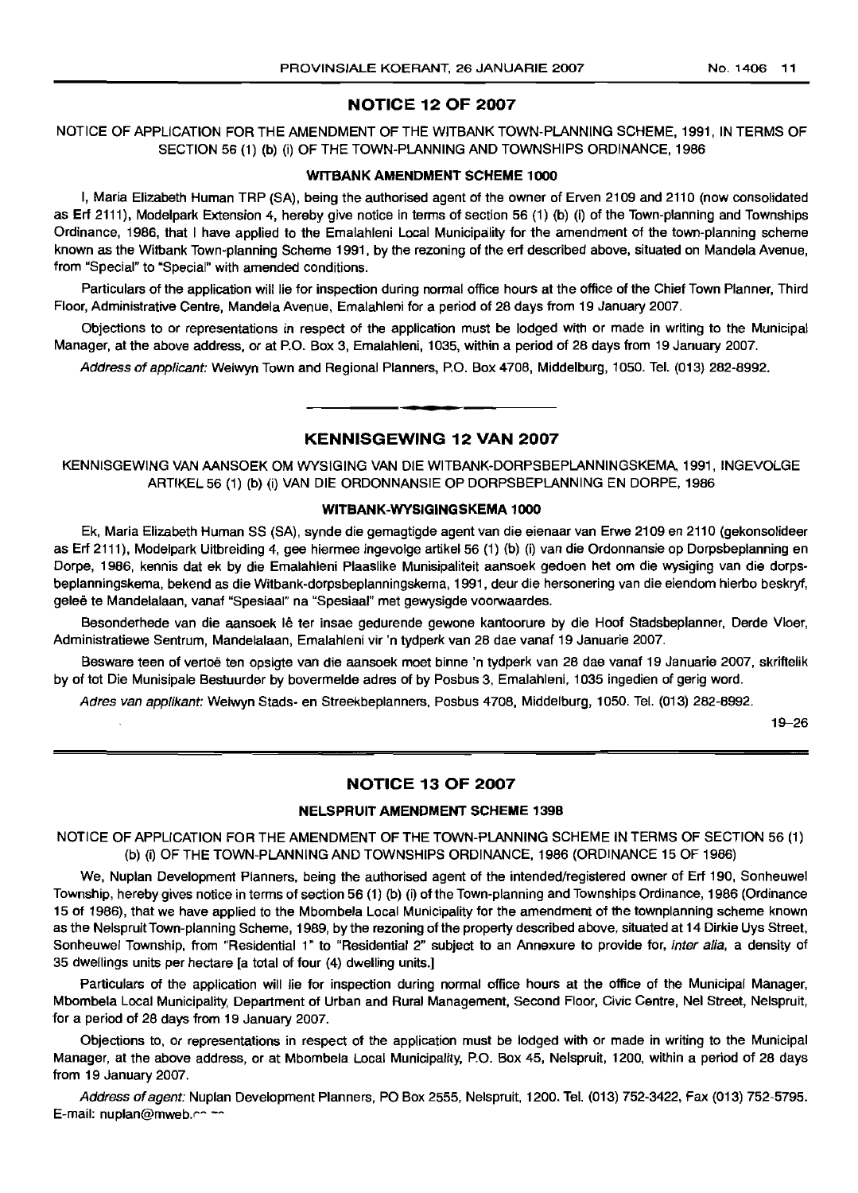## NOTICE 12 OF 2007

NOTICE OF APPLICATION FOR THE AMENDMENT OF THE WITBANK TOWN-PLANNING SCHEME, 1991, IN TERMS OF SECTION 56 (1) (b) (i) OF THE TOWN-PLANNING AND TOWNSHIPS ORDINANCE, 1986

### WITBANK AMENDMENT SCHEME 1000

I, Maria Elizabeth Human TRP (SA), being the authorised agent of the owner of Erven 2109 and 2110 (now consolidated as Erf 2111), Modelpark Extension 4, hereby give notice in terms of section 56 (1) (b) (i) of the Town-planning and Townships Ordinance, 1986, that I have applied to the Emalahleni Local Municipality for the amendment of the town-planning scheme known as the Witbank Town-planning Scheme 1991, by the rezoning of the erf described above, situated on Mandela Avenue, from "Special" to "Special" with amended conditions.

Particulars of the application will lie for inspection during normal office hours at the office of the Chief Town Planner, Third Floor, Administrative Centre, Mandela Avenue, Emalahleni for a period of 28 days from 19 January 2007.

Objections to or representations in respect of the application must be lodged with or made in writing to the Municipal Manager, at the above address, or at P.O. Box 3, Emalahleni, 1035, within a period of 28 days from 19 January 2007.

*Address of applicant:* Weiwyn Town and Regional Planners, P.O. Box 4708, Middelburg, 1050. Tel. (013) 282-8992.

---

## KENNISGEWING 12 VAN 2007

KENNISGEWING VAN AANSOEK OM WYSIGING VAN DIE WITBANK-DORPSBEPLANNINGSKEMA, 1991, INGEVOLGE ARTIKEL 56 (1) (b) (i) VAN DIE ORDONNANSIE OP DORPSBEPLANNING EN DORPE, 1986

### WITBANK-WYSIGINGSKEMA 1000

Ek, Maria Elizabeth Human SS (SA), synde die gemagtigde agent van die eienaar van Erwe 2109 en 2110 (gekonsolideer as Erf 2111), Modelpark Uitbreiding 4, gee hiermee ingevolge artikel 56 (1) (b) (i) van die Ordonnansie op Dorpsbeplanning en Dorpe, 1986, kennis dat ek by die Emalahleni Plaaslike Munisipaliteit aansoek gedoen het om die wysiging van die dorpsbeplanningskema, bekend as die Witbank-dorpsbeplanningskema, 1991, deur die hersonering van die eiendom hierbo beskryf, geleë te Mandelalaan, vanaf "Spesiaal" na "Spesiaal" met gewysigde voorwaardes.

Besonderhede van die aansoek lê ter insae gedurende gewone kantoorure by die Hoof Stadsbeplanner, Derde Vloer, Administratiewe Sentrum, Mandelalaan, Emalahleni vir 'n tydperk van 28 dae vanaf 19 Januarie 2007.

Besware teen of vertoë ten opsigte van die aansoek moet binne 'n tydperk van 28 dae vanaf 19 Januarie 2007, skriftelik by of tot Die Munisipale Bestuurder by bovermelde adres of by Posbus 3, Emalahleni, 1035 ingedien of gerig word.

*Adres van applikant:* Weiwyn Stads- en Streekbeplanners, Posbus 4708, Middelburg, 1050. Tel. (013) 282-8992.

19–26

---

## NOTICE 13 OF 2007

### NELSPRUIT AMENDMENT SCHEME 1398

NOTICE OF APPLICATION FOR THE AMENDMENT OF THE TOWN-PLANNING SCHEME IN TERMS OF SECTION 56 (1) (b) (i) OF THE TOWN-PLANNING AND TOWNSHIPS ORDINANCE, 1986 (ORDINANCE 15 OF 1986)

We, Nuplan Development Planners, being the authorised agent of the intended/registered owner of Erf 190, Sonheuwel Township, hereby gives notice in terms of section 56 (1) (b) (i) of the Town-planning and Townships Ordinance, 1986 (Ordinance 15 of 1986), that we have applied to the Mbombela Local Municipality for the amendment of the townplanning scheme known as the Nelspruit Town-planning Scheme, 1989, by the rezoning of the property described above, situated at 14 Dirkie Uys Street, Sonheuwel Township, from "Residential 1" to "Residential 2" subject to an Annexure to provide for, *inter alia*, a density of 35 dwellings units per hectare [a total of four (4) dwelling units.]

Particulars of the application will lie for inspection during normal office hours at the office of the Municipal Manager, Mbombela Local Municipality, Department of Urban and Rural Management, Second Floor, Civic Centre, Nel Street, Nelspruit, for a period of 28 days from 19 January 2007.

Objections to, or representations in respect of the application must be lodged with or made in writing to the Municipal Manager, at the above address, or at Mbombela Local Municipality, P.O. Box 45, Nelspruit, 1200, within a period of 28 days from 19 January 2007.

*Address of agent:* Nuplan Development Planners, PO Box 2555, Nelspruit, 1200. Tel. (013) 752-3422, Fax (013) 752-5795. E-mail: nuplan@mweb.co.za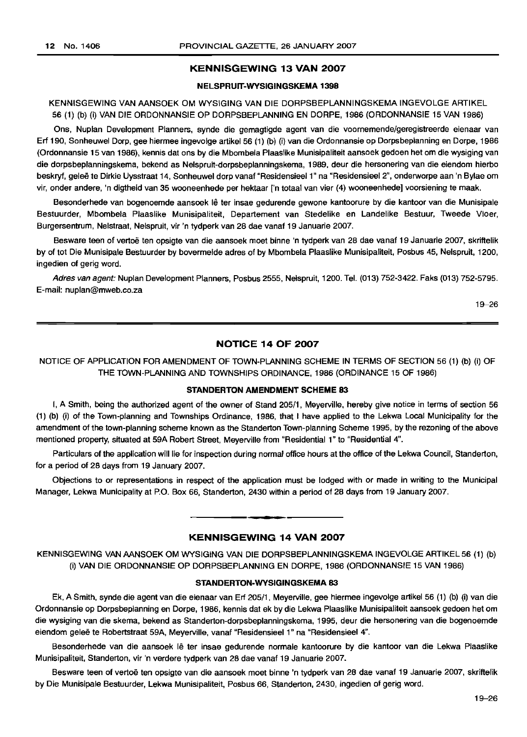## KENNISGEWING 13 VAN 2007

### NELSPRUIT-WYSIGINGSKEMA 1398

KENNISGEWING VAN AANSOEK OM WYSIGING VAN DIE DORPSBEPLANNINGSKEMA INGEVOLGE ARTIKEL 56 (1) (b) (i) VAN DIE ORDONNANSIE OP DORPSBEPLANNING EN DORPE, 1986 (ORDONNANSIE 15 VAN 1986)

Ons, Nuplan Development Planners, synde die gemagtigde agent van die voornemende/geregistreerde eienaar van Erf 190, Sonheuwel Dorp, gee hiermee ingevolge artikel 56 (1) (b) (i) van die Ordonnansie op Dorpsbeplanning en Dorpe, 1986 (Ordonnansie 15 van 1986), kennis dat ons by die Mbombela Plaaslike Munisipaliteit aansoek gedoen het om die wysiging van die dorpsbeplanningskema, bekend as Nelspruit-dorpsbeplanningskema, 1989, deur die hersonering van die eiendom hierbo beskryf, geleë te Dirkie Uysstraat 14, Sonheuwel dorp vanaf "Residensieel 1" na "Residensieel 2", onderworpe aan 'n Bylae om vir, onder andere, 'n digtheid van 35 wooneenhede per hektaar ['n totaal van vier (4) wooneenhede] voorsiening te maak.

Besonderhede van bogenoemde aansoek lê ter insae gedurende gewone kantoorure by die kantoor van die Munisipale Bestuurder, Mbombela Plaaslike Munisipaliteit, Departement van Stedelike en Landelike Bestuur, Tweede Vloer, Burgersentrum, Nelstraat, Nelspruit, vir 'n tydperk van 28 dae vanaf 19 Januarie 2007.

Besware teen of vertoë ten opsigte van die aansoek moet binne 'n tydperk van 28 dae vanaf 19 Januarie 2007, skriftelik by of tot Die Munisipale Bestuurder by bovermelde adres of by Mbombela Plaaslike Munisipaliteit, Posbus 45, Nelspruit, 1200, ingedien of gerig word.

*Adres van agent:* Nuplan Development Planners, Posbus 2555, Nelspruit, 1200. Tel. (013) 752-3422. Faks (013) 752-5795. E-mail: nuplan@mweb.co.za

19–26

---

## NOTICE 14 OF 2007

NOTICE OF APPLICATION FOR AMENDMENT OF TOWN-PLANNING SCHEME IN TERMS OF SECTION 56 (1) (b) (i) OF THE TOWN-PLANNING AND TOWNSHIPS ORDINANCE, 1986 (ORDINANCE 15 OF 1986)

### STANDERTON AMENDMENT SCHEME 83

I, A Smith, being the authorized agent of the owner of Stand 205/1, Meyerville, hereby give notice in terms of section 56 (1) (b) (i) of the Town-planning and Townships Ordinance, 1986, that I have applied to the Lekwa Local Municipality for the amendment of the town-planning scheme known as the Standerton Town-planning Scheme 1995, by the rezoning of the above mentioned property, situated at 59A Robert Street, Meyerville from "Residential 1" to "Residential 4".

Particulars of the application will lie for inspection during normal office hours at the office of the Lekwa Council, Standerton, for a period of 28 days from 19 January 2007.

Objections to or representations in respect of the application must be lodged with or made in writing to the Municipal Manager, Lekwa Municipality at P.O. Box 66, Standerton, 2430 within a period of 28 days from 19 January 2007.

---

## KENNISGEWING 14 VAN 2007

KENNISGEWING VAN AANSOEK OM WYSIGING VAN DIE DORPSBEPLANNINGSKEMA INGEVOLGE ARTIKEL 56 (1) (b) (i) VAN DIE ORDONNANSIE OP DORPSBEPLANNING EN DORPE, 1986 (ORDONNANSIE 15 VAN 1986)

### STANDERTON-WYSIGINGSKEMA 83

Ek, A Smith, synde die agent van die eienaar van Erf 205/1, Meyerville, gee hiermee ingevolge artikel 56 (1) (b) (i) van die Ordonnansie op Dorpsbeplanning en Dorpe, 1986, kennis dat ek by die Lekwa Plaaslike Munisipaliteit aansoek gedoen het om die wysiging van die skema, bekend as Standerton-dorpsbeplanningskema, 1995, deur die hersonering van die bogenoemde eiendom geleë te Robertstraat 59A, Meyerville, vanaf "Residensieel 1" na "Residensieel 4".

Besonderhede van die aansoek lê ter insae gedurende normale kantoorure by die kantoor van die Lekwa Plaaslike Munisipaliteit, Standerton, vir 'n verdere tydperk van 28 dae vanaf 19 Januarie 2007.

Besware teen of vertoë ten opsigte van die aansoek moet binne 'n tydperk van 28 dae vanaf 19 Januarie 2007, skriftelik by Die Munisipale Bestuurder, Lekwa Munisipaliteit, Posbus 66, Standerton, 2430, ingedien of gerig word.

19–26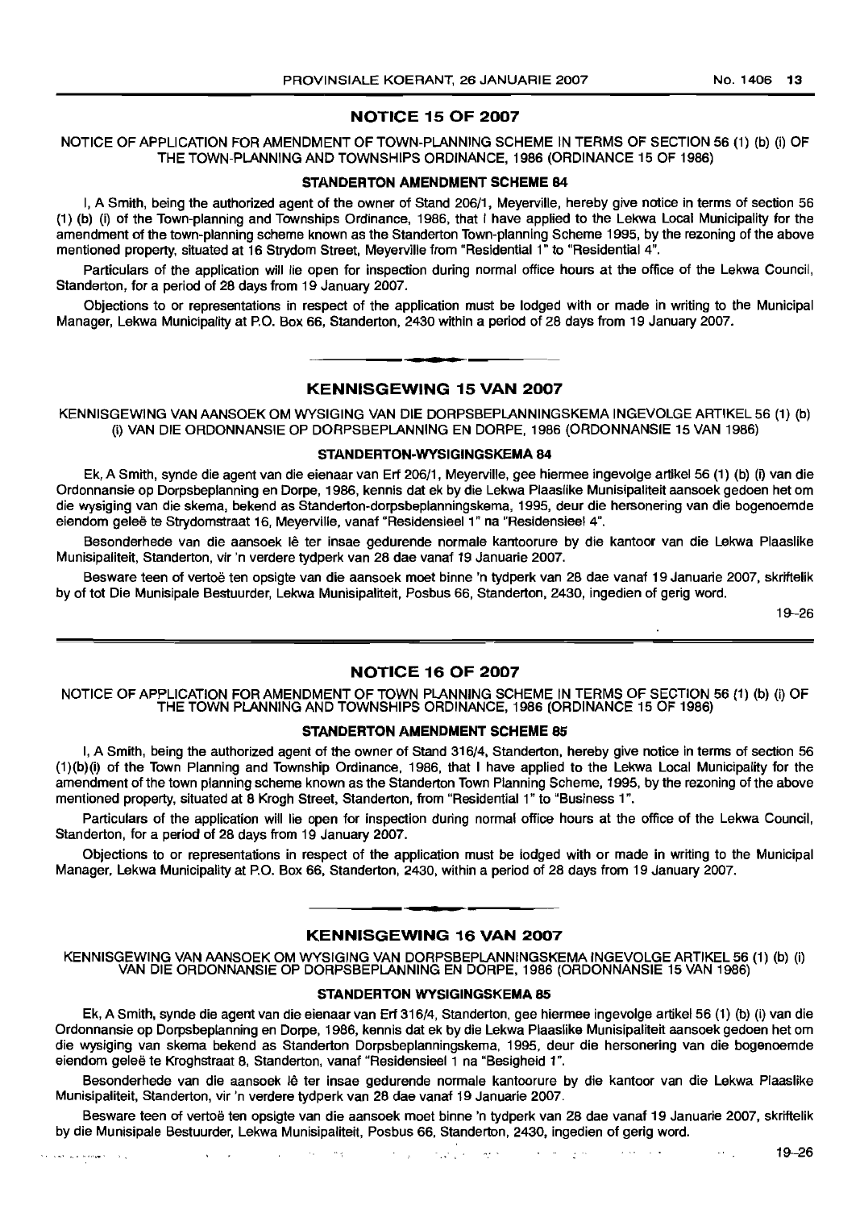## NOTICE 15 OF 2007

NOTICE OF APPLICATION FOR AMENDMENT OF TOWN-PLANNING SCHEME IN TERMS OF SECTION 56 (1) (b) (i) OF THE TOWN-PLANNING AND TOWNSHIPS ORDINANCE, 1986 (ORDINANCE 15 OF 1986)

### STANDERTON AMENDMENT SCHEME 84

I, A Smith, being the authorized agent of the owner of Stand 206/1, Meyerville, hereby give notice in terms of section 56 (1) (b) (i) of the Town-planning and Townships Ordinance, 1986, that I have applied to the Lekwa Local Municipality for the amendment of the town-planning scheme known as the Standerton Town-planning Scheme 1995, by the rezoning of the above mentioned property, situated at 16 Strydom Street, Meyerville from "Residential 1" to "Residential 4".

Particulars of the application will lie open for inspection during normal office hours at the office of the Lekwa Council, Standerton, for a period of 28 days from 19 January 2007.

Objections to or representations in respect of the application must be lodged with or made in writing to the Municipal Manager, Lekwa Municipality at P.O. Box 66, Standerton, 2430 within a period of 28 days from 19 January 2007.

---

## KENNISGEWING 15 VAN 2007

KENNISGEWING VAN AANSOEK OM WYSIGING VAN DIE DORPSBEPLANNINGSKEMA INGEVOLGE ARTIKEL 56 (1) (b) (i) VAN DIE ORDONNANSIE OP DORPSBEPLANNING EN DORPE, 1986 (ORDONNANSIE 15 VAN 1986)

### STANDERTON-WYSIGINGSKEMA 84

Ek, A Smith, synde die agent van die eienaar van Erf 206/1, Meyerville, gee hiermee ingevolge artikel 56 (1) (b) (i) van die Ordonnansie op Dorpsbeplanning en Dorpe, 1986, kennis dat ek by die Lekwa Plaaslike Munisipaliteit aansoek gedoen het om die wysiging van die skema, bekend as Standerton-dorpsbeplanningskema, 1995, deur die hersonering van die bogenoemde eiendom geleë te Strydomstraat 16, Meyerville, vanaf "Residensieel 1" na "Residensieel 4".

Besonderhede van die aansoek lê ter insae gedurende normale kantoorure by die kantoor van die Lekwa Plaaslike Munisipaliteit, Standerton, vir 'n verdere tydperk van 28 dae vanaf 19 Januarie 2007.

Besware teen of vertoë ten opsigte van die aansoek moet binne 'n tydperk van 28 dae vanaf 19 Januarie 2007, skriftelik by of tot Die Munisipale Bestuurder, Lekwa Munisipaliteit, Posbus 66, Standerton, 2430, ingedien of gerig word.

19–26

---

## NOTICE 16 OF 2007

NOTICE OF APPLICATION FOR AMENDMENT OF TOWN PLANNING SCHEME IN TERMS OF SECTION 56 (1) (b) (i) OF THE TOWN PLANNING AND TOWNSHIPS ORDINANCE, 1986 (ORDINANCE 15 OF 1986)

### STANDERTON AMENDMENT SCHEME 85

I, A Smith, being the authorized agent of the owner of Stand 316/4, Standerton, hereby give notice in terms of section 56 (1)(b)(i) of the Town Planning and Township Ordinance, 1986, that I have applied to the Lekwa Local Municipality for the amendment of the town planning scheme known as the Standerton Town Planning Scheme, 1995, by the rezoning of the above mentioned property, situated at 8 Krogh Street, Standerton, from "Residential 1" to "Business 1".

Particulars of the application will lie open for inspection during normal office hours at the office of the Lekwa Council, Standerton, for a period of 28 days from 19 January 2007.

Objections to or representations in respect of the application must be lodged with or made in writing to the Municipal Manager, Lekwa Municipality at P.O. Box 66, Standerton, 2430, within a period of 28 days from 19 January 2007.

---

## KENNISGEWING 16 VAN 2007

KENNISGEWING VAN AANSOEK OM WYSIGING VAN DORPSBEPLANNINGSKEMA INGEVOLGE ARTIKEL 56 (1) (b) (i) VAN DIE ORDONNANSIE OP DORPSBEPLANNING EN DORPE, 1986 (ORDONNANSIE 15 VAN 1986)

### STANDERTON WYSIGINGSKEMA 85

Ek, A Smith, synde die agent van die eienaar van Erf 316/4, Standerton, gee hiermee ingevolge artikel 56 (1) (b) (i) van die Ordonnansie op Dorpsbeplanning en Dorpe, 1986, kennis dat ek by die Lekwa Plaaslike Munisipaliteit aansoek gedoen het om die wysiging van skema bekend as Standerton Dorpsbeplanningskema, 1995, deur die hersonering van die bogenoemde eiendom geleë te Kroghstraat 8, Standerton, vanaf "Residensieel 1 na "Besigheid 1".

Besonderhede van die aansoek lê ter insae gedurende normale kantoorure by die kantoor van die Lekwa Plaaslike Munisipaliteit, Standerton, vir 'n verdere tydperk van 28 dae vanaf 19 Januarie 2007.

Besware teen of vertoë ten opsigte van die aansoek moet binne 'n tydperk van 28 dae vanaf 19 Januarie 2007, skriftelik by die Munisipale Bestuurder, Lekwa Munisipaliteit, Posbus 66, Standerton, 2430, ingedien of gerig word.

19–26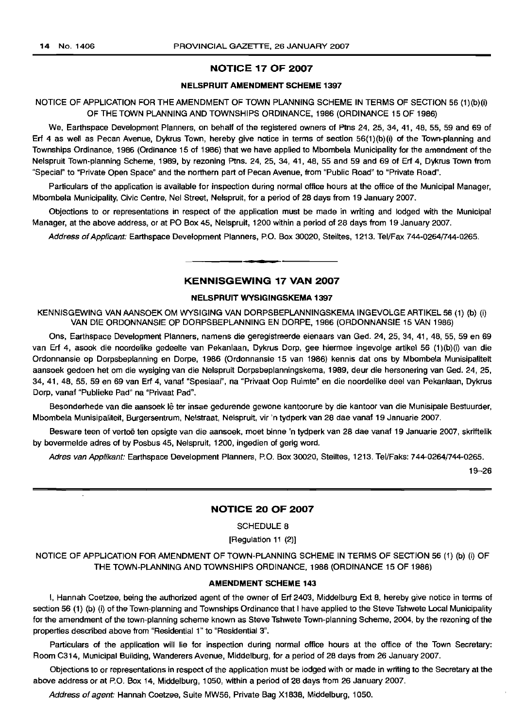## NOTICE 17 OF 2007

### NELSPRUIT AMENDMENT SCHEME 1397

NOTICE OF APPLICATION FOR THE AMENDMENT OF TOWN PLANNING SCHEME IN TERMS OF SECTION 56 (1)(b)(i) OF THE TOWN PLANNING AND TOWNSHIPS ORDINANCE, 1986 (ORDINANCE 15 OF 1986)

We, Earthspace Development Planners, on behalf of the registered owners of Ptns 24, 25, 34, 41, 48, 55, 59 and 69 of Erf 4 as well as Pecan Avenue, Dykrus Town, hereby give notice in terms of section 56(1)(b)(i) of the Town-planning and Townships Ordinance, 1986 (Ordinance 15 of 1986) that we have applied to Mbombela Municipality for the amendment of the Nelspruit Town-planning Scheme, 1989, by rezoning Ptns. 24, 25, 34, 41, 48, 55 and 59 and 69 of Erf 4, Dykrus Town from "Special" to "Private Open Space" and the northern part of Pecan Avenue, from "Public Road" to "Private Road".

Particulars of the application is available for inspection during normal office hours at the office of the Municipal Manager, Mbombela Municipality, Civic Centre, Nel Street, Nelspruit, for a period of 28 days from 19 January 2007.

Objections to or representations in respect of the application must be made in writing and lodged with the Municipal Manager, at the above address, or at PO Box 45, Nelspruit, 1200 within a period of 28 days from 19 January 2007.

*Address of Applicant:* Earthspace Development Planners, P.O. Box 30020, Steiltes, 1213. Tel/Fax 744-0264/744-0265.

## KENNISGEWING 17 VAN 2007

### NELSPRUIT WYSIGINGSKEMA 1397

KENNISGEWING VAN AANSOEK OM WYSIGING VAN DORPSBEPLANNINGSKEMA INGEVOLGE ARTIKEL 56 (1) (b) (i) VAN DIE ORDONNANSIE OP DORPSBEPLANNING EN DORPE, 1986 (ORDONNANSIE 15 VAN 1986)

Ons, Earthspace Development Planners, namens die geregistreerde eienaars van Ged. 24, 25, 34, 41, 48, 55, 59 en 69 van Erf 4, asook die noordelike gedeelte van Pekanlaan, Dykrus Dorp, gee hiermee ingevolge artikel 56 (1)(b)(i) van die Ordonnansie op Dorpsbeplanning en Dorpe, 1986 (Ordonnansie 15 van 1986) kennis dat ons by Mbombela Munisipaliteit aansoek gedoen het om die wysiging van die Nelspruit Dorpsbeplanningskema, 1989, deur die hersonering van Ged. 24, 25, 34, 41, 48, 55, 59 en 69 van Erf 4, vanaf "Spesiaal", na "Privaat Oop Ruimte" en die noordelike deel van Pekanlaan, Dykrus Dorp, vanaf "Publieke Pad" na "Privaat Pad".

Besonderhede van die aansoek lê ter insae gedurende gewone kantoorure by die kantoor van die Munisipale Bestuurder, Mbombela Munisipaliteit, Burgersentrum, Nelstraat, Nelspruit, vir 'n tydperk van 28 dae vanaf 19 Januarie 2007.

Besware teen of vertoë ten opsigte van die aansoek, moet binne 'n tydperk van 28 dae vanaf 19 Januarie 2007, skriftelik by bovermelde adres of by Posbus 45, Nelspruit, 1200, ingedien of gerig word.

*Adres van Applikant:* Earthspace Development Planners, P.O. Box 30020, Steiltes, 1213. Tel/Faks: 744-0264/744-0265.

19–26

## NOTICE 20 OF 2007

SCHEDULE 8

[Regulation 11 (2)]

NOTICE OF APPLICATION FOR AMENDMENT OF TOWN-PLANNING SCHEME IN TERMS OF SECTION 56 (1) (b) (i) OF THE TOWN-PLANNING AND TOWNSHIPS ORDINANCE, 1986 (ORDINANCE 15 OF 1986)

### AMENDMENT SCHEME 143

I, Hannah Coetzee, being the authorized agent of the owner of Erf 2403, Middelburg Ext 8, hereby give notice in terms of section 56 (1) (b) (i) of the Town-planning and Townships Ordinance that I have applied to the Steve Tshwete Local Municipality for the amendment of the town-planning scheme known as Steve Tshwete Town-planning Scheme, 2004, by the rezoning of the properties described above from "Residential 1" to "Residential 3".

Particulars of the application will lie for inspection during normal office hours at the office of the Town Secretary: Room C314, Municipal Building, Wanderers Avenue, Middelburg, for a period of 28 days from 26 January 2007.

Objections to or representations in respect of the application must be lodged with or made in writing to the Secretary at the above address or at P.O. Box 14, Middelburg, 1050, within a period of 28 days from 26 January 2007.

*Address of agent:* Hannah Coetzee, Suite MW56, Private Bag X1838, Middelburg, 1050.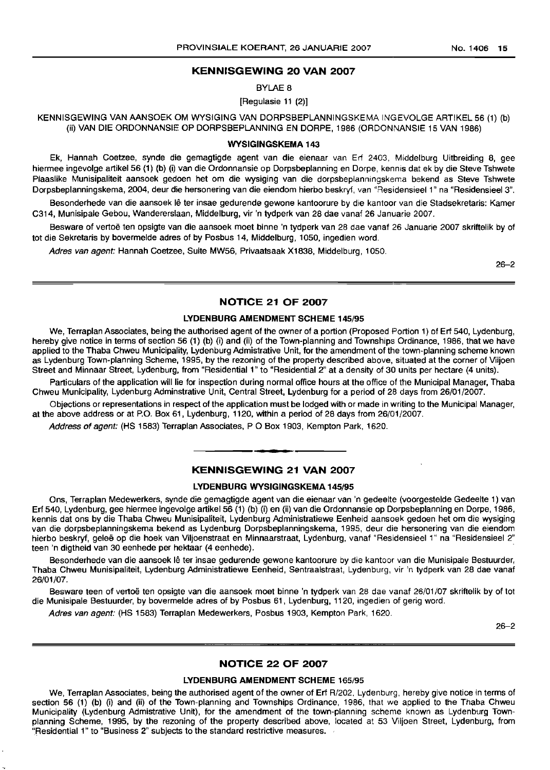## KENNISGEWING 20 VAN 2007

BYLAE 8

[Regulasie 11 (2)]

KENNISGEWING VAN AANSOEK OM WYSIGING VAN DORPSBEPLANNINGSKEMA INGEVOLGE ARTIKEL 56 (1) (b) (ii) VAN DIE ORDONNANSIE OP DORPSBEPLANNING EN DORPE, 1986 (ORDONNANSIE 15 VAN 1986)

### WYSIGINGSKEMA 143

Ek, Hannah Coetzee, synde die gemagtigde agent van die eienaar van Erf 2403, Middelburg Uitbreiding 8, gee hiermee ingevolge artikel 56 (1) (b) (i) van die Ordonnansie op Dorpsbeplanning en Dorpe, kennis dat ek by die Steve Tshwete Plaaslike Munisipaliteit aansoek gedoen het om die wysiging van die dorpsbeplanningskema bekend as Steve Tshwete Dorpsbeplanningskema, 2004, deur die hersonering van die eiendom hierbo beskryf, van "Residensieel 1" na "Residensieel 3".

Besonderhede van die aansoek lê ter insae gedurende gewone kantoorure by die kantoor van die Stadsekretaris: Kamer C314, Munisipale Gebou, Wandererslaan, Middelburg, vir 'n tydperk van 28 dae vanaf 26 Januarie 2007.

Besware of vertoë ten opsigte van die aansoek moet binne 'n tydperk van 28 dae vanaf 26 Januarie 2007 skriftelik by of tot die Sekretaris by bovermelde adres of by Posbus 14, Middelburg, 1050, ingedien word.

*Adres van agent:* Hannah Coetzee, Suite MW56, Privaatsaak X1838, Middelburg, 1050.

26–2

## NOTICE 21 OF 2007

### LYDENBURG AMENDMENT SCHEME 145/95

We, Terraplan Associates, being the authorised agent of the owner of a portion (Proposed Portion 1) of Erf 540, Lydenburg, hereby give notice in terms of section 56 (1) (b) (i) and (ii) of the Town-planning and Townships Ordinance, 1986, that we have applied to the Thaba Chweu Municipality, Lydenburg Admistrative Unit, for the amendment of the town-planning scheme known as Lydenburg Town-planning Scheme, 1995, by the rezoning of the property described above, situated at the corner of Viljoen Street and Minnaar Street, Lydenburg, from "Residential 1" to "Residential 2" at a density of 30 units per hectare (4 units).

Particulars of the application will lie for inspection during normal office hours at the office of the Municipal Manager, Thaba Chweu Municipality, Lydenburg Adminstrative Unit, Central Street, Lydenburg for a period of 28 days from 26/01/2007.

Objections or representations in respect of the application must be lodged with or made in writing to the Municipal Manager, at the above address or at P.O. Box 61, Lydenburg, 1120, within a period of 28 days from 26/01/2007.

*Address of agent:* (HS 1583) Terraplan Associates, P O Box 1903, Kempton Park, 1620.

## KENNISGEWING 21 VAN 2007

### LYDENBURG WYSIGINGSKEMA 145/95

Ons, Terraplan Medewerkers, synde die gemagtigde agent van die eienaar van 'n gedeelte (voorgestelde Gedeelte 1) van Erf 540, Lydenburg, gee hiermee ingevolge artikel 56 (1) (b) (i) en (ii) van die Ordonnansie op Dorpsbeplanning en Dorpe, 1986, kennis dat ons by die Thaba Chweu Munisipaliteit, Lydenburg Administratiewe Eenheid aansoek gedoen het om die wysiging van die dorpsbeplanningskema bekend as Lydenburg Dorpsbeplanningskema, 1995, deur die hersonering van die eiendom hierbo beskryf, geleë op die hoek van Viljoenstraat en Minnaarstraat, Lydenburg, vanaf "Residensieel 1" na "Residensieel 2" teen 'n digtheid van 30 eenhede per hektaar (4 eenhede).

Besonderhede van die aansoek lê ter insae gedurende gewone kantoorure by die kantoor van die Munisipale Bestuurder, Thaba Chweu Munisipaliteit, Lydenburg Administratiewe Eenheid, Sentraalstraat, Lydenburg, vir 'n tydperk van 28 dae vanaf 26/01/07.

Besware teen of vertoë ten opsigte van die aansoek moet binne 'n tydperk van 28 dae vanaf 26/01/07 skriftelik by of tot die Munisipale Bestuurder, by bovermelde adres of by Posbus 61, Lydenburg, 1120, ingedien of gerig word.

*Adres van agent:* (HS 1583) Terraplan Medewerkers, Posbus 1903, Kempton Park, 1620.

26–2

## NOTICE 22 OF 2007

### LYDENBURG AMENDMENT SCHEME 165/95

We, Terraplan Associates, being the authorised agent of the owner of Erf R/202, Lydenburg, hereby give notice in terms of section 56 (1) (b) (i) and (ii) of the Town-planning and Townships Ordinance, 1986, that we applied to the Thaba Chweu Municipality (Lydenburg Admistrative Unit), for the amendment of the town-planning scheme known as Lydenburg Town-planning Scheme, 1995, by the rezoning of the property described above, located at 53 Viljoen Street, Lydenburg, from "Residential 1" to "Business 2" subjects to the standard restrictive measures.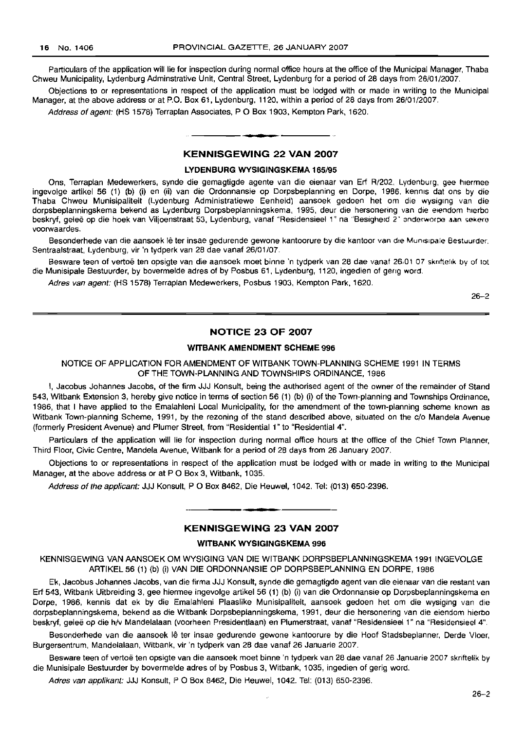Particulars of the application will lie for inspection during normal office hours at the office of the Municipal Manager, Thaba Chweu Municipality, Lydenburg Adminstrative Unit, Central Street, Lydenburg for a period of 28 days from 26/01/2007.

Objections to or representations in respect of the application must be lodged with or made in writing to the Municipal Manager, at the above address or at P.O. Box 61, Lydenburg, 1120, within a period of 28 days from 26/01/2007.

*Address of agent:* (HS 1578) Terraplan Associates, P O Box 1903, Kempton Park, 1620.

## KENNISGEWING 22 VAN 2007

### LYDENBURG WYSIGINGSKEMA 165/95

Ons, Terraplan Medewerkers, synde die gemagtigde agente van die eienaar van Erf R/202, Lydenburg, gee hiermee ingevolge artikel 56 (1) (b) (i) en (ii) van die Ordonnansie op Dorpsbeplanning en Dorpe, 1986, kennis dat ons by die Thaba Chweu Munisipaliteit (Lydenburg Administratiewe Eenheid) aansoek gedoen het om die wysiging van die dorpsbeplanningskema bekend as Lydenburg Dorpsbeplanningskema, 1995, deur die hersonering van die eiendom hierbo beskryf, geleë op die hoek van Viljoenstraat 53, Lydenburg, vanaf "Residensieel 1" na "Besigheid 2" onderworpe aan sekere voorwaardes.

Besonderhede van die aansoek lê ter insae gedurende gewone kantoorure by die kantoor van die Munisipale Bestuurder, Sentraalstraat, Lydenburg, vir 'n tydperk van 28 dae vanaf 26/01/07.

Besware teen of vertoë ten opsigte van die aansoek moet binne 'n tydperk van 28 dae vanaf 26/01/07 skriftelik by of tot die Munisipale Bestuurder, by bovermelde adres of by Posbus 61, Lydenburg, 1120, ingedien of gerig word.

*Adres van agent:* (HS 1578) Terraplan Medewerkers, Posbus 1903, Kempton Park, 1620.

26–2

## NOTICE 23 OF 2007

### WITBANK AMENDMENT SCHEME 996

NOTICE OF APPLICATION FOR AMENDMENT OF WITBANK TOWN-PLANNING SCHEME 1991 IN TERMS OF THE TOWN-PLANNING AND TOWNSHIPS ORDINANCE, 1986

I, Jacobus Johannes Jacobs, of the firm JJJ Konsult, being the authorised agent of the owner of the remainder of Stand 543, Witbank Extension 3, hereby give notice in terms of section 56 (1) (b) (i) of the Town-planning and Townships Ordinance, 1986, that I have applied to the Emalahleni Local Municipality, for the amendment of the town-planning scheme known as Witbank Town-planning Scheme, 1991, by the rezoning of the stand described above, situated on the c/o Mandela Avenue (formerly President Avenue) and Plumer Street, from "Residential 1" to "Residential 4".

Particulars of the application will lie for inspection during normal office hours at the office of the Chief Town Planner, Third Floor, Civic Centre, Mandela Avenue, Witbank for a period of 28 days from 26 January 2007.

Objections to or representations in respect of the application must be lodged with or made in writing to the Municipal Manager, at the above address or at P O Box 3, Witbank, 1035.

*Address of the applicant:* JJJ Konsult, P O Box 8462, Die Heuwel, 1042. Tel: (013) 650-2396.

## KENNISGEWING 23 VAN 2007

### WITBANK WYSIGINGSKEMA 996

KENNISGEWING VAN AANSOEK OM WYSIGING VAN DIE WITBANK DORPSBEPLANNINGSKEMA 1991 INGEVOLGE ARTIKEL 56 (1) (b) (i) VAN DIE ORDONNANSIE OP DORPSBEPLANNING EN DORPE, 1986

Ek, Jacobus Johannes Jacobs, van die firma JJJ Konsult, synde die gemagtigde agent van die eienaar van die restant van Erf 543, Witbank Uitbreiding 3, gee hiermee ingevolge artikel 56 (1) (b) (i) van die Ordonnansie op Dorpsbeplanningskema en Dorpe, 1986, kennis dat ek by die Emalahleni Plaaslike Munisipaliteit, aansoek gedoen het om die wysiging van die dorpsbeplanningskema, bekend as die Witbank Dorpsbeplanningskema, 1991, deur die hersonering van die eiendom hierbo beskryf, geleë op die h/v Mandelalaan (voorheen Presidentlaan) en Plumerstraat, vanaf "Residensieel 1" na "Residensieel 4".

Besonderhede van die aansoek lê ter insae gedurende gewone kantoorure by die Hoof Stadsbeplanner, Derde Vloer, Burgersentrum, Mandelalaan, Witbank, vir 'n tydperk van 28 dae vanaf 26 Januarie 2007.

Besware teen of vertoë ten opsigte van die aansoek moet binne 'n tydperk van 28 dae vanaf 26 Januarie 2007 skriftelik by die Munisipale Bestuurder by bovermelde adres of by Posbus 3, Witbank, 1035, ingedien of gerig word.

*Adres van applikant:* JJJ Konsult, P O Box 8462, Die Heuwel, 1042. Tel: (013) 650-2396.

26–2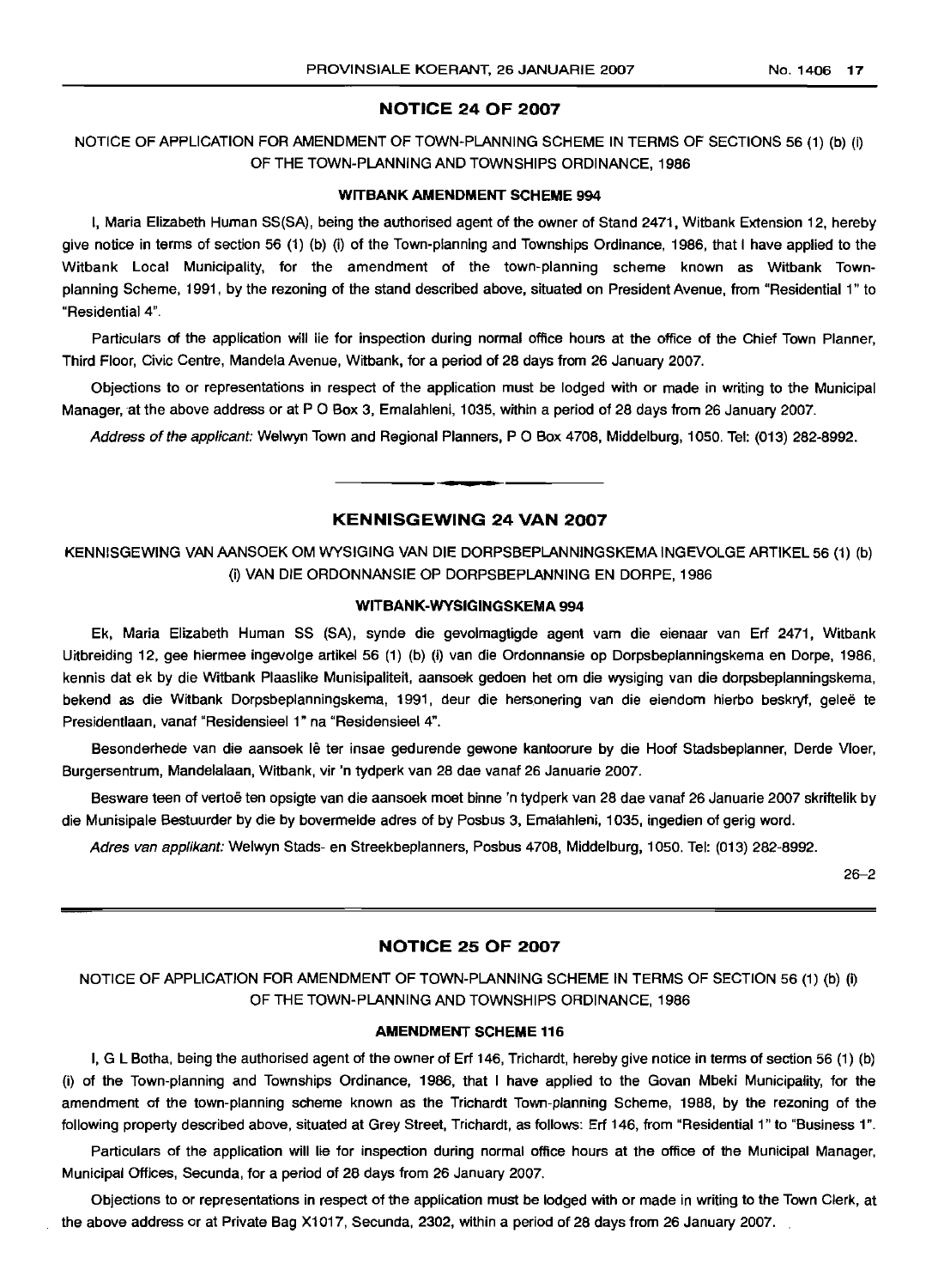## NOTICE 24 OF 2007

NOTICE OF APPLICATION FOR AMENDMENT OF TOWN-PLANNING SCHEME IN TERMS OF SECTIONS 56 (1) (b) (i) OF THE TOWN-PLANNING AND TOWNSHIPS ORDINANCE, 1986

### WITBANK AMENDMENT SCHEME 994

I, Maria Elizabeth Human SS(SA), being the authorised agent of the owner of Stand 2471, Witbank Extension 12, hereby give notice in terms of section 56 (1) (b) (i) of the Town-planning and Townships Ordinance, 1986, that I have applied to the Witbank Local Municipality, for the amendment of the town-planning scheme known as Witbank Town-planning Scheme, 1991, by the rezoning of the stand described above, situated on President Avenue, from "Residential 1" to "Residential 4".

Particulars of the application will lie for inspection during normal office hours at the office of the Chief Town Planner, Third Floor, Civic Centre, Mandela Avenue, Witbank, for a period of 28 days from 26 January 2007.

Objections to or representations in respect of the application must be lodged with or made in writing to the Municipal Manager, at the above address or at P O Box 3, Emalahleni, 1035, within a period of 28 days from 26 January 2007.

*Address of the applicant:* Welwyn Town and Regional Planners, P O Box 4708, Middelburg, 1050. Tel: (013) 282-8992.

---

## KENNISGEWING 24 VAN 2007

KENNISGEWING VAN AANSOEK OM WYSIGING VAN DIE DORPSBEPLANNINGSKEMA INGEVOLGE ARTIKEL 56 (1) (b) (i) VAN DIE ORDONNANSIE OP DORPSBEPLANNING EN DORPE, 1986

### WITBANK-WYSIGINGSKEMA 994

Ek, Maria Elizabeth Human SS (SA), synde die gevolmagtigde agent vam die eienaar van Erf 2471, Witbank Uitbreiding 12, gee hiermee ingevolge artikel 56 (1) (b) (i) van die Ordonnansie op Dorpsbeplanningskema en Dorpe, 1986, kennis dat ek by die Witbank Plaaslike Munisipaliteit, aansoek gedoen het om die wysiging van die dorpsbeplanningskema, bekend as die Witbank Dorpsbeplanningskema, 1991, deur die hersonering van die eiendom hierbo beskryf, geleë te Presidentlaan, vanaf "Residensieel 1" na "Residensieel 4".

Besonderhede van die aansoek lê ter insae gedurende gewone kantoorure by die Hoof Stadsbeplanner, Derde Vloer, Burgersentrum, Mandelalaan, Witbank, vir 'n tydperk van 28 dae vanaf 26 Januarie 2007.

Besware teen of vertoë ten opsigte van die aansoek moet binne 'n tydperk van 28 dae vanaf 26 Januarie 2007 skriftelik by die Munisipale Bestuurder by die by bovermelde adres of by Posbus 3, Emalahleni, 1035, ingedien of gerig word.

*Adres van applikant:* Welwyn Stads- en Streekbeplanners, Posbus 4708, Middelburg, 1050. Tel: (013) 282-8992.

26–2

---

## NOTICE 25 OF 2007

NOTICE OF APPLICATION FOR AMENDMENT OF TOWN-PLANNING SCHEME IN TERMS OF SECTION 56 (1) (b) (i) OF THE TOWN-PLANNING AND TOWNSHIPS ORDINANCE, 1986

### AMENDMENT SCHEME 116

I, G L Botha, being the authorised agent of the owner of Erf 146, Trichardt, hereby give notice in terms of section 56 (1) (b) (i) of the Town-planning and Townships Ordinance, 1986, that I have applied to the Govan Mbeki Municipality, for the amendment of the town-planning scheme known as the Trichardt Town-planning Scheme, 1988, by the rezoning of the following property described above, situated at Grey Street, Trichardt, as follows: Erf 146, from "Residential 1" to "Business 1".

Particulars of the application will lie for inspection during normal office hours at the office of the Municipal Manager, Municipal Offices, Secunda, for a period of 28 days from 26 January 2007.

Objections to or representations in respect of the application must be lodged with or made in writing to the Town Clerk, at the above address or at Private Bag X1017, Secunda, 2302, within a period of 28 days from 26 January 2007.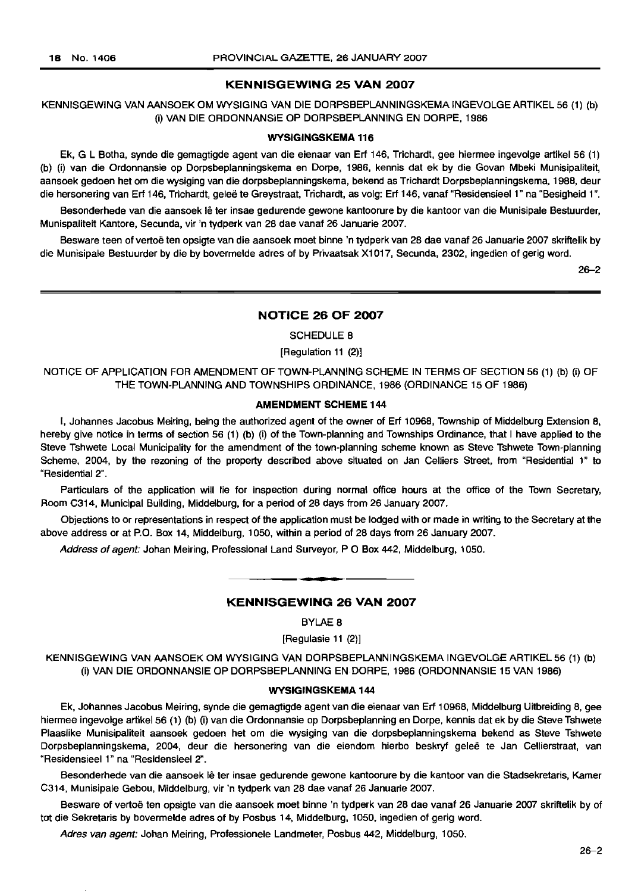## KENNISGEWING 25 VAN 2007

KENNISGEWING VAN AANSOEK OM WYSIGING VAN DIE DORPSBEPLANNINGSKEMA INGEVOLGE ARTIKEL 56 (1) (b) (i) VAN DIE ORDONNANSIE OP DORPSBEPLANNING EN DORPE, 1986

### WYSIGINGSKEMA 116

Ek, G L Botha, synde die gemagtigde agent van die eienaar van Erf 146, Trichardt, gee hiermee ingevolge artikel 56 (1) (b) (i) van die Ordonnansie op Dorpsbeplanningskema en Dorpe, 1986, kennis dat ek by die Govan Mbeki Munisipaliteit, aansoek gedoen het om die wysiging van die dorpsbeplanningskema, bekend as Trichardt Dorpsbeplanningskema, 1988, deur die hersonering van Erf 146, Trichardt, geleë te Greystraat, Trichardt, as volg: Erf 146, vanaf "Residensieel 1" na "Besigheid 1".

Besonderhede van die aansoek lê ter insae gedurende gewone kantoorure by die kantoor van die Munisipale Bestuurder, Munispaliteit Kantore, Secunda, vir 'n tydperk van 28 dae vanaf 26 Januarie 2007.

Besware teen of vertoë ten opsigte van die aansoek moet binne 'n tydperk van 28 dae vanaf 26 Januarie 2007 skriftelik by die Munisipale Bestuurder by die by bovermelde adres of by Privaatsak X1017, Secunda, 2302, ingedien of gerig word.

26–2

## NOTICE 26 OF 2007

SCHEDULE 8

[Regulation 11 (2)]

NOTICE OF APPLICATION FOR AMENDMENT OF TOWN-PLANNING SCHEME IN TERMS OF SECTION 56 (1) (b) (i) OF THE TOWN-PLANNING AND TOWNSHIPS ORDINANCE, 1986 (ORDINANCE 15 OF 1986)

### AMENDMENT SCHEME 144

I, Johannes Jacobus Meiring, being the authorized agent of the owner of Erf 10968, Township of Middelburg Extension 8, hereby give notice in terms of section 56 (1) (b) (i) of the Town-planning and Townships Ordinance, that I have applied to the Steve Tshwete Local Municipality for the amendment of the town-planning scheme known as Steve Tshwete Town-planning Scheme, 2004, by the rezoning of the property described above situated on Jan Celliers Street, from "Residential 1" to "Residential 2".

Particulars of the application will lie for inspection during normal office hours at the office of the Town Secretary, Room C314, Municipal Building, Middelburg, for a period of 28 days from 26 January 2007.

Objections to or representations in respect of the application must be lodged with or made in writing to the Secretary at the above address or at P.O. Box 14, Middelburg, 1050, within a period of 28 days from 26 January 2007.

*Address of agent:* Johan Meiring, Professional Land Surveyor, P O Box 442, Middelburg, 1050.

## KENNISGEWING 26 VAN 2007

BYLAE 8

[Regulasie 11 (2)]

KENNISGEWING VAN AANSOEK OM WYSIGING VAN DORPSBEPLANNINGSKEMA INGEVOLGE ARTIKEL 56 (1) (b) (i) VAN DIE ORDONNANSIE OP DORPSBEPLANNING EN DORPE, 1986 (ORDONNANSIE 15 VAN 1986)

### WYSIGINGSKEMA 144

Ek, Johannes Jacobus Meiring, synde die gemagtigde agent van die eienaar van Erf 10968, Middelburg Uitbreiding 8, gee hiermee ingevolge artikel 56 (1) (b) (i) van die Ordonnansie op Dorpsbeplanning en Dorpe, kennis dat ek by die Steve Tshwete Plaaslike Munisipaliteit aansoek gedoen het om die wysiging van die dorpsbeplanningskema bekend as Steve Tshwete Dorpsbeplanningskema, 2004, deur die hersonering van die eiendom hierbo beskryf geleë te Jan Cellierstraat, van "Residensieel 1" na "Residensieel 2".

Besonderhede van die aansoek lê ter insae gedurende gewone kantoorure by die kantoor van die Stadsekretaris, Kamer C314, Munisipale Gebou, Middelburg, vir 'n tydperk van 28 dae vanaf 26 Januarie 2007.

Besware of vertoë ten opsigte van die aansoek moet binne 'n tydperk van 28 dae vanaf 26 Januarie 2007 skriftelik by of tot die Sekretaris by bovermelde adres of by Posbus 14, Middelburg, 1050, ingedien of gerig word.

*Adres van agent:* Johan Meiring, Professionele Landmeter, Posbus 442, Middelburg, 1050.

26–2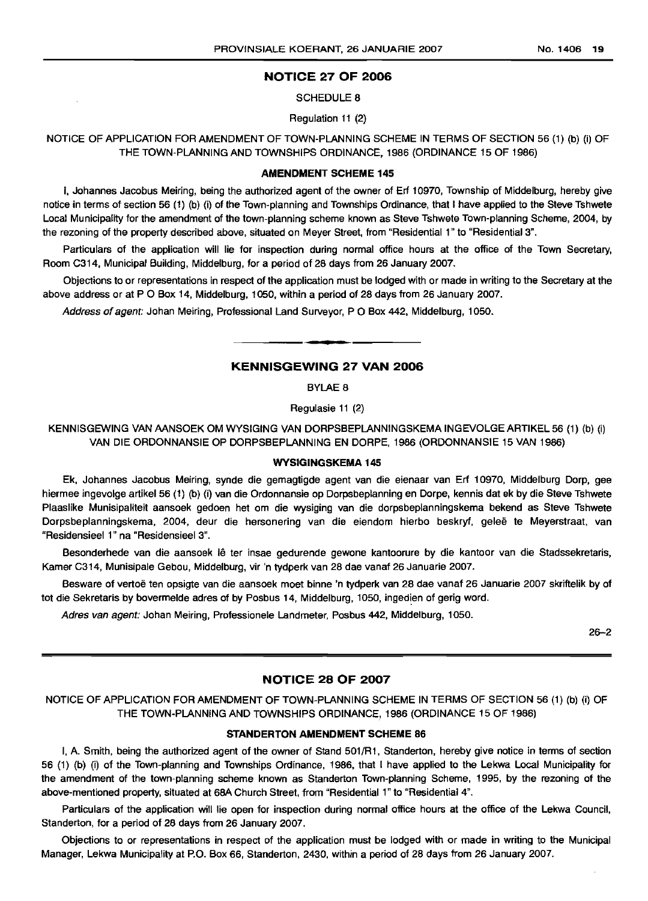## NOTICE 27 OF 2006

SCHEDULE 8

Regulation 11 (2)

NOTICE OF APPLICATION FOR AMENDMENT OF TOWN-PLANNING SCHEME IN TERMS OF SECTION 56 (1) (b) (i) OF THE TOWN-PLANNING AND TOWNSHIPS ORDINANCE, 1986 (ORDINANCE 15 OF 1986)

### AMENDMENT SCHEME 145

I, Johannes Jacobus Meiring, being the authorized agent of the owner of Erf 10970, Township of Middelburg, hereby give notice in terms of section 56 (1) (b) (i) of the Town-planning and Townships Ordinance, that I have applied to the Steve Tshwete Local Municipality for the amendment of the town-planning scheme known as Steve Tshwete Town-planning Scheme, 2004, by the rezoning of the property described above, situated on Meyer Street, from "Residential 1" to "Residential 3".

Particulars of the application will lie for inspection during normal office hours at the office of the Town Secretary, Room C314, Municipal Building, Middelburg, for a period of 28 days from 26 January 2007.

Objections to or representations in respect of the application must be lodged with or made in writing to the Secretary at the above address or at P O Box 14, Middelburg, 1050, within a period of 28 days from 26 January 2007.

*Address of agent:* Johan Meiring, Professional Land Surveyor, P O Box 442, Middelburg, 1050.

## KENNISGEWING 27 VAN 2006

BYLAE 8

Regulasie 11 (2)

KENNISGEWING VAN AANSOEK OM WYSIGING VAN DORPSBEPLANNINGSKEMA INGEVOLGE ARTIKEL 56 (1) (b) (i) VAN DIE ORDONNANSIE OP DORPSBEPLANNING EN DORPE, 1986 (ORDONNANSIE 15 VAN 1986)

### WYSIGINGSKEMA 145

Ek, Johannes Jacobus Meiring, synde die gemagtigde agent van die eienaar van Erf 10970, Middelburg Dorp, gee hiermee ingevolge artikel 56 (1) (b) (i) van die Ordonnansie op Dorpsbeplanning en Dorpe, kennis dat ek by die Steve Tshwete Plaaslike Munisipaliteit aansoek gedoen het om die wysiging van die dorpsbeplanningskema bekend as Steve Tshwete Dorpsbeplanningskema, 2004, deur die hersonering van die eiendom hierbo beskryf, geleë te Meyerstraat, van "Residensieel 1" na "Residensieel 3".

Besonderhede van die aansoek lê ter insae gedurende gewone kantoorure by die kantoor van die Stadssekretaris, Kamer C314, Munisipale Gebou, Middelburg, vir 'n tydperk van 28 dae vanaf 26 Januarie 2007.

Besware of vertoë ten opsigte van die aansoek moet binne 'n tydperk van 28 dae vanaf 26 Januarie 2007 skriftelik by of tot die Sekretaris by bovermelde adres of by Posbus 14, Middelburg, 1050, ingedien of gerig word.

*Adres van agent:* Johan Meiring, Professionele Landmeter, Posbus 442, Middelburg, 1050.

26–2

## NOTICE 28 OF 2007

NOTICE OF APPLICATION FOR AMENDMENT OF TOWN-PLANNING SCHEME IN TERMS OF SECTION 56 (1) (b) (i) OF THE TOWN-PLANNING AND TOWNSHIPS ORDINANCE, 1986 (ORDINANCE 15 OF 1986)

### STANDERTON AMENDMENT SCHEME 86

I, A. Smith, being the authorized agent of the owner of Stand 501/R1, Standerton, hereby give notice in terms of section 56 (1) (b) (i) of the Town-planning and Townships Ordinance, 1986, that I have applied to the Lekwa Local Municipality for the amendment of the town-planning scheme known as Standerton Town-planning Scheme, 1995, by the rezoning of the above-mentioned property, situated at 68A Church Street, from "Residential 1" to "Residential 4".

Particulars of the application will lie open for inspection during normal office hours at the office of the Lekwa Council, Standerton, for a period of 28 days from 26 January 2007.

Objections to or representations in respect of the application must be lodged with or made in writing to the Municipal Manager, Lekwa Municipality at P.O. Box 66, Standerton, 2430, within a period of 28 days from 26 January 2007.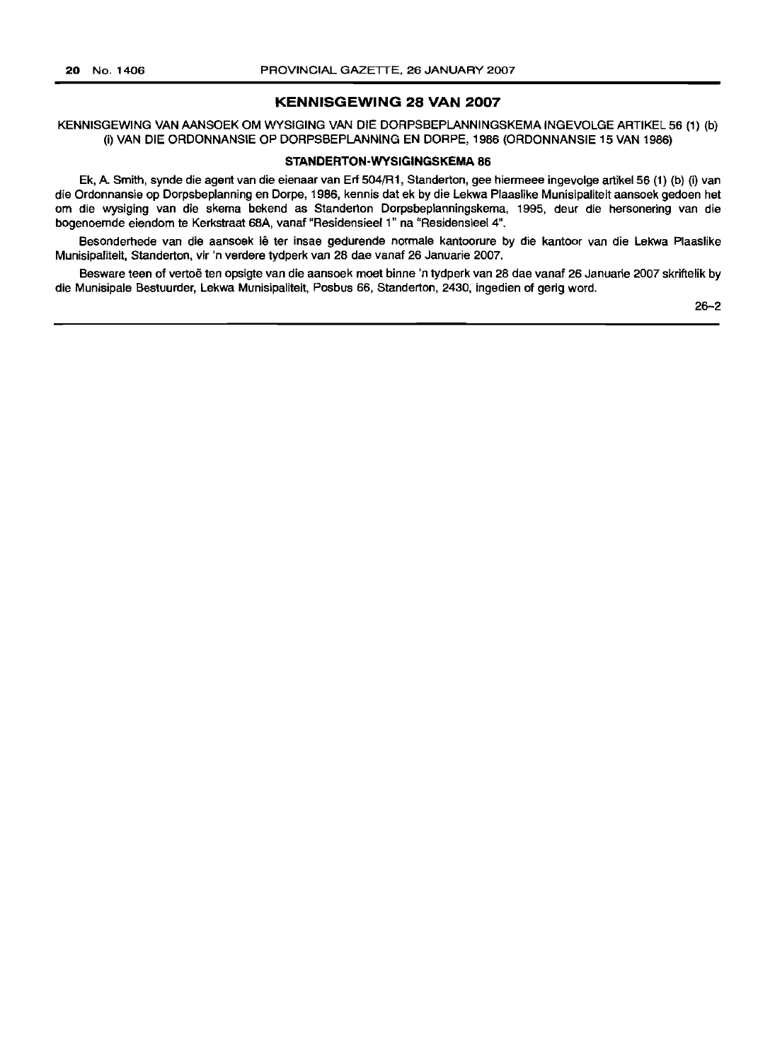## KENNISGEWING 28 VAN 2007

KENNISGEWING VAN AANSOEK OM WYSIGING VAN DIE DORPSBEPLANNINGSKEMA INGEVOLGE ARTIKEL 56 (1) (b) (i) VAN DIE ORDONNANSIE OP DORPSBEPLANNING EN DORPE, 1986 (ORDONNANSIE 15 VAN 1986)

### STANDERTON-WYSIGINGSKEMA 86

Ek, A. Smith, synde die agent van die eienaar van Erf 504/R1, Standerton, gee hiermeee ingevolge artikel 56 (1) (b) (i) van die Ordonnansie op Dorpsbeplanning en Dorpe, 1986, kennis dat ek by die Lekwa Plaaslike Munisipaliteit aansoek gedoen het om die wysiging van die skema bekend as Standerton Dorpsbeplanningskema, 1995, deur die hersonering van die bogenoemde eiendom te Kerkstraat 68A, vanaf "Residensieel 1" na "Residensieel 4".

Besonderhede van die aansoek lê ter insae gedurende normale kantoorure by die kantoor van die Lekwa Plaaslike Munisipaliteit, Standerton, vir 'n verdere tydperk van 28 dae vanaf 26 Januarie 2007.

Besware teen of vertoë ten opsigte van die aansoek moet binne 'n tydperk van 28 dae vanaf 26 Januarie 2007 skriftelik by die Munisipale Bestuurder, Lekwa Munisipaliteit, Posbus 66, Standerton, 2430, ingedien of gerig word.

26–2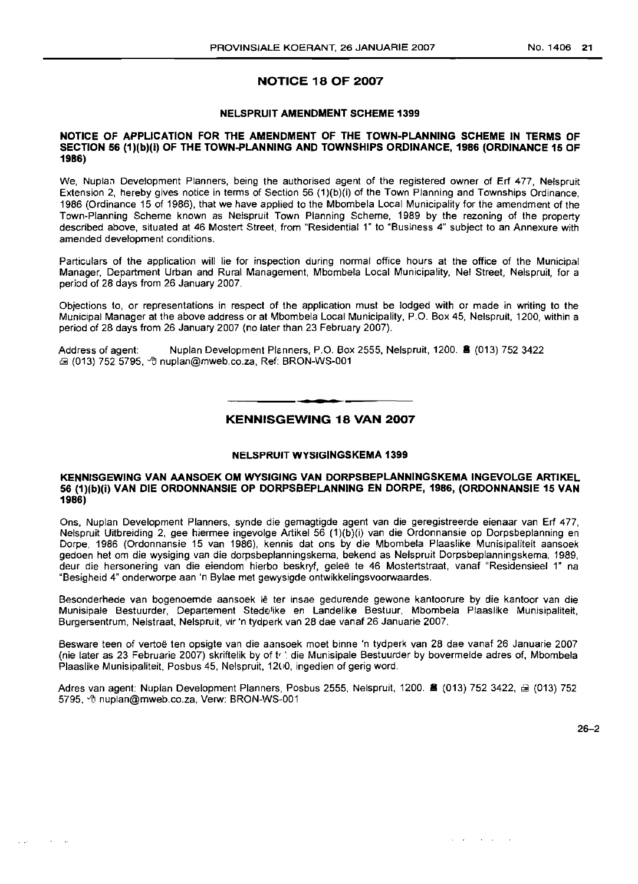## NOTICE 18 OF 2007

### NELSPRUIT AMENDMENT SCHEME 1399

### NOTICE OF APPLICATION FOR THE AMENDMENT OF THE TOWN-PLANNING SCHEME IN TERMS OF SECTION 56 (1)(b)(i) OF THE TOWN-PLANNING AND TOWNSHIPS ORDINANCE, 1986 (ORDINANCE 15 OF 1986)

We, Nuplan Development Planners, being the authorised agent of the registered owner of Erf 477, Nelspruit Extension 2, hereby gives notice in terms of Section 56 (1)(b)(i) of the Town Planning and Townships Ordinance, 1986 (Ordinance 15 of 1986), that we have applied to the Mbombela Local Municipality for the amendment of the Town-Planning Scheme known as Nelspruit Town Planning Scheme, 1989 by the rezoning of the property described above, situated at 46 Mostert Street, from "Residential 1" to "Business 4" subject to an Annexure with amended development conditions.

Particulars of the application will lie for inspection during normal office hours at the office of the Municipal Manager, Department Urban and Rural Management, Mbombela Local Municipality, Nel Street, Nelspruit, for a period of 28 days from 26 January 2007.

Objections to, or representations in respect of the application must be lodged with or made in writing to the Municipal Manager at the above address or at Mbombela Local Municipality, P.O. Box 45, Nelspruit, 1200, within a period of 28 days from 26 January 2007 (no later than 23 February 2007).

Address of agent: Nuplan Development Planners, P.O. Box 2555, Nelspruit, 1200. ☎ (013) 752 3422 📠 (013) 752 5795, nuplan@mweb.co.za, Ref: BRON-WS-001

## KENNISGEWING 18 VAN 2007

### NELSPRUIT WYSIGINGSKEMA 1399

### KENNISGEWING VAN AANSOEK OM WYSIGING VAN DORPSBEPLANNINGSKEMA INGEVOLGE ARTIKEL 56 (1)(b)(i) VAN DIE ORDONNANSIE OP DORPSBEPLANNING EN DORPE, 1986, (ORDONNANSIE 15 VAN 1986)

Ons, Nuplan Development Planners, synde die gemagtigde agent van die geregistreerde eienaar van Erf 477, Nelspruit Uitbreiding 2, gee hiermee ingevolge Artikel 56 (1)(b)(i) van die Ordonnansie op Dorpsbeplanning en Dorpe, 1986 (Ordonnansie 15 van 1986), kennis dat ons by die Mbombela Plaaslike Munisipaliteit aansoek gedoen het om die wysiging van die dorpsbeplanningskema, bekend as Nelspruit Dorpsbeplanningskema, 1989, deur die hersonering van die eiendom hierbo beskryf, geleë te 46 Mostertstraat, vanaf "Residensieel 1" na "Besigheid 4" onderworpe aan 'n Bylae met gewysigde ontwikkelingsvoorwaardes.

Besonderhede van bogenoemde aansoek lê ter insae gedurende gewone kantoorure by die kantoor van die Munisipale Bestuurder, Departement Stedelike en Landelike Bestuur, Mbombela Plaaslike Munisipaliteit, Burgersentrum, Nelstraat, Nelspruit, vir 'n tydperk van 28 dae vanaf 26 Januarie 2007.

Besware teen of vertoë ten opsigte van die aansoek moet binne 'n tydperk van 28 dae vanaf 26 Januarie 2007 (nie later as 23 Februarie 2007) skriftelik by of tot die Munisipale Bestuurder by bovermelde adres of, Mbombela Plaaslike Munisipaliteit, Posbus 45, Nelspruit, 1200, ingedien of gerig word.

Adres van agent: Nuplan Development Planners, Posbus 2555, Nelspruit, 1200. ☎ (013) 752 3422, 📠 (013) 752 5795, nuplan@mweb.co.za, Verw: BRON-WS-001

26–2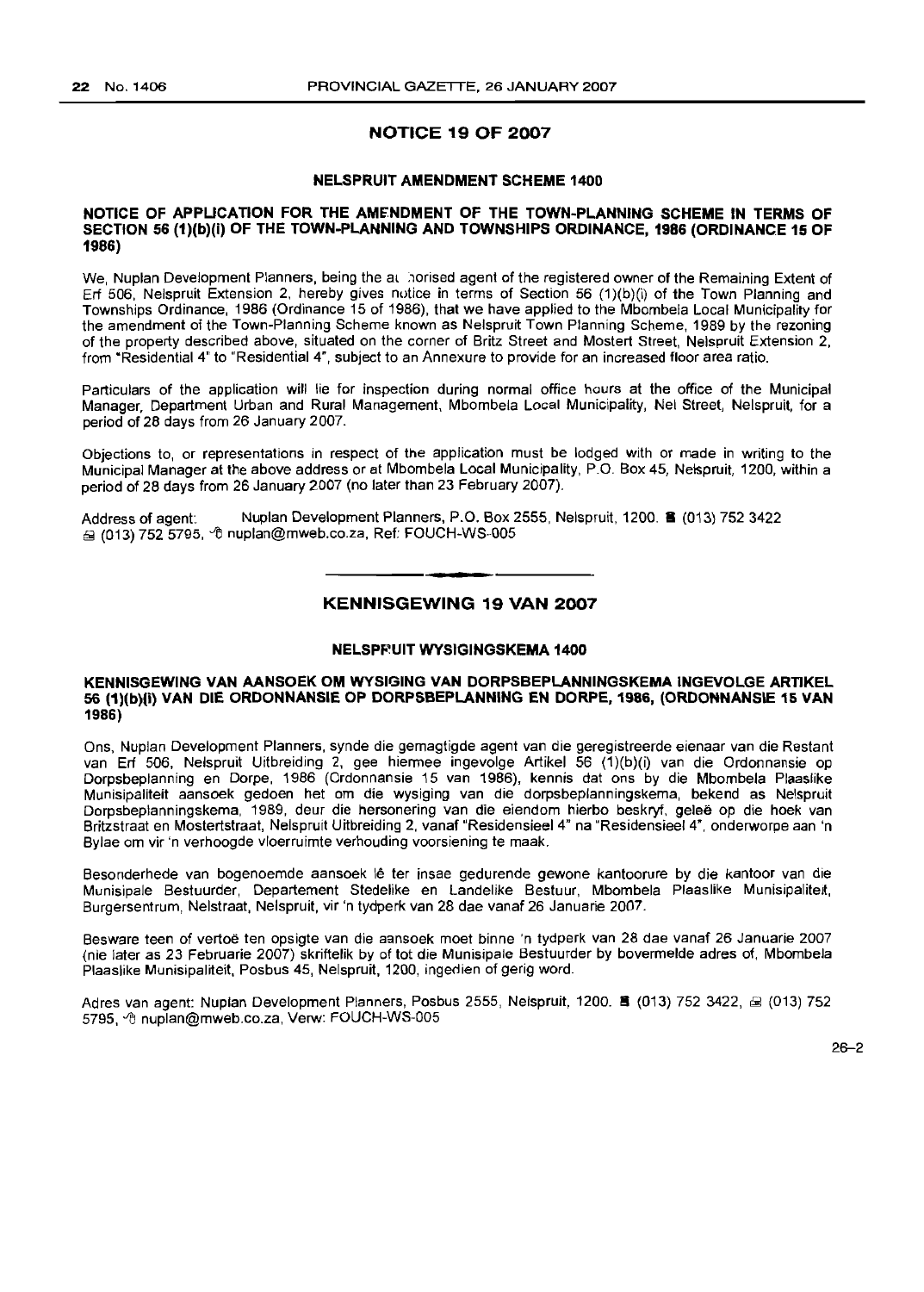## NOTICE 19 OF 2007

### NELSPRUIT AMENDMENT SCHEME 1400

### NOTICE OF APPLICATION FOR THE AMENDMENT OF THE TOWN-PLANNING SCHEME IN TERMS OF SECTION 56 (1)(b)(i) OF THE TOWN-PLANNING AND TOWNSHIPS ORDINANCE, 1986 (ORDINANCE 15 OF 1986)

We, Nuplan Development Planners, being the authorised agent of the registered owner of the Remaining Extent of Erf 506, Nelspruit Extension 2, hereby gives notice in terms of Section 56 (1)(b)(i) of the Town Planning and Townships Ordinance, 1986 (Ordinance 15 of 1986), that we have applied to the Mbombela Local Municipality for the amendment of the Town-Planning Scheme known as Nelspruit Town Planning Scheme, 1989 by the rezoning of the property described above, situated on the corner of Britz Street and Mostert Street, Nelspruit Extension 2, from "Residential 4" to "Residential 4", subject to an Annexure to provide for an increased floor area ratio.

Particulars of the application will lie for inspection during normal office hours at the office of the Municipal Manager, Department Urban and Rural Management, Mbombela Local Municipality, Nel Street, Nelspruit, for a period of 28 days from 26 January 2007.

Objections to, or representations in respect of the application must be lodged with or made in writing to the Municipal Manager at the above address or at Mbombela Local Municipality, P.O. Box 45, Nelspruit, 1200, within a period of 28 days from 26 January 2007 (no later than 23 February 2007).

Address of agent: Nuplan Development Planners, P.O. Box 2555, Nelspruit, 1200. ☎ (013) 752 3422 🖷 (013) 752 5795, nuplan@mweb.co.za, Ref: FOUCH-WS-005

## KENNISGEWING 19 VAN 2007

### NELSPRUIT WYSIGINGSKEMA 1400

### KENNISGEWING VAN AANSOEK OM WYSIGING VAN DORPSBEPLANNINGSKEMA INGEVOLGE ARTIKEL 56 (1)(b)(i) VAN DIE ORDONNANSIE OP DORPSBEPLANNING EN DORPE, 1986, (ORDONNANSIE 15 VAN 1986)

Ons, Nuplan Development Planners, synde die gemagtigde agent van die geregistreerde eienaar van die Restant van Erf 506, Nelspruit Uitbreiding 2, gee hiermee ingevolge Artikel 56 (1)(b)(i) van die Ordonnansie op Dorpsbeplanning en Dorpe, 1986 (Ordonnansie 15 van 1986), kennis dat ons by die Mbombela Plaaslike Munisipaliteit aansoek gedoen het om die wysiging van die dorpsbeplanningskema, bekend as Nelspruit Dorpsbeplanningskema, 1989, deur die hersonering van die eiendom hierbo beskryf, geleë op die hoek van Britzstraat en Mostertstraat, Nelspruit Uitbreiding 2, vanaf "Residensieel 4" na "Residensieel 4", onderworpe aan 'n Bylae om vir 'n verhoogde vloerruimte verhouding voorsiening te maak.

Besonderhede van bogenoemde aansoek lê ter insae gedurende gewone kantoorure by die kantoor van die Munisipale Bestuurder, Departement Stedelike en Landelike Bestuur, Mbombela Plaaslike Munisipaliteit, Burgersentrum, Nelstraat, Nelspruit, vir 'n tydperk van 28 dae vanaf 26 Januarie 2007.

Besware teen of vertoë ten opsigte van die aansoek moet binne 'n tydperk van 28 dae vanaf 26 Januarie 2007 (nie later as 23 Februarie 2007) skriftelik by of tot die Munisipale Bestuurder by bovermelde adres of, Mbombela Plaaslike Munisipaliteit, Posbus 45, Nelspruit, 1200, ingedien of gerig word.

Adres van agent: Nuplan Development Planners, Posbus 2555, Nelspruit, 1200. ☎ (013) 752 3422, 🖷 (013) 752 5795, nuplan@mweb.co.za, Verw: FOUCH-WS-005

26–2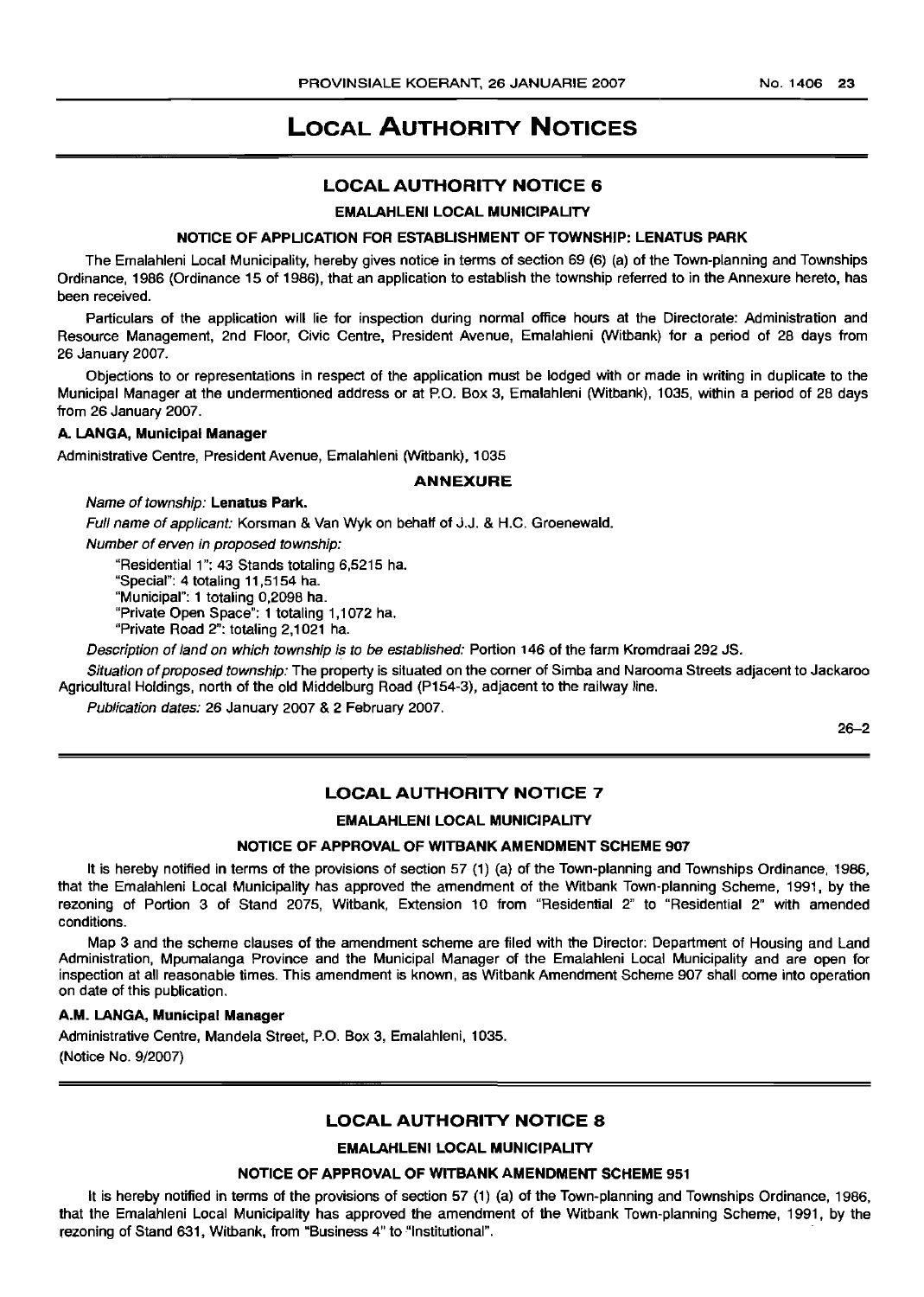# LOCAL AUTHORITY NOTICES

## LOCAL AUTHORITY NOTICE 6

### EMALAHLENI LOCAL MUNICIPALITY

#### NOTICE OF APPLICATION FOR ESTABLISHMENT OF TOWNSHIP: LENATUS PARK

The Emalahleni Local Municipality, hereby gives notice in terms of section 69 (6) (a) of the Town-planning and Townships Ordinance, 1986 (Ordinance 15 of 1986), that an application to establish the township referred to in the Annexure hereto, has been received.

Particulars of the application will lie for inspection during normal office hours at the Directorate: Administration and Resource Management, 2nd Floor, Civic Centre, President Avenue, Emalahleni (Witbank) for a period of 28 days from 26 January 2007.

Objections to or representations in respect of the application must be lodged with or made in writing in duplicate to the Municipal Manager at the undermentioned address or at P.O. Box 3, Emalahleni (Witbank), 1035, within a period of 28 days from 26 January 2007.

**A. LANGA, Municipal Manager**

Administrative Centre, President Avenue, Emalahleni (Witbank), 1035

#### ANNEXURE

*Name of township:* **Lenatus Park.**

*Full name of applicant:* Korsman & Van Wyk on behalf of J.J. & H.C. Groenewald.

*Number of erven in proposed township:*

"Residential 1": 43 Stands totaling 6,5215 ha.
"Special": 4 totaling 11,5154 ha.
"Municipal": 1 totaling 0,2098 ha.
"Private Open Space": 1 totaling 1,1072 ha.
"Private Road 2": totaling 2,1021 ha.

*Description of land on which township is to be established:* Portion 146 of the farm Kromdraai 292 JS.

*Situation of proposed township:* The property is situated on the corner of Simba and Narooma Streets adjacent to Jackaroo Agricultural Holdings, north of the old Middelburg Road (P154-3), adjacent to the railway line.

*Publication dates:* 26 January 2007 & 2 February 2007.

26–2

## LOCAL AUTHORITY NOTICE 7

### EMALAHLENI LOCAL MUNICIPALITY

#### NOTICE OF APPROVAL OF WITBANK AMENDMENT SCHEME 907

It is hereby notified in terms of the provisions of section 57 (1) (a) of the Town-planning and Townships Ordinance, 1986, that the Emalahleni Local Municipality has approved the amendment of the Witbank Town-planning Scheme, 1991, by the rezoning of Portion 3 of Stand 2075, Witbank, Extension 10 from "Residential 2" to "Residential 2" with amended conditions.

Map 3 and the scheme clauses of the amendment scheme are filed with the Director: Department of Housing and Land Administration, Mpumalanga Province and the Municipal Manager of the Emalahleni Local Municipality and are open for inspection at all reasonable times. This amendment is known, as Witbank Amendment Scheme 907 shall come into operation on date of this publication.

**A.M. LANGA, Municipal Manager**

Administrative Centre, Mandela Street, P.O. Box 3, Emalahleni, 1035.
(Notice No. 9/2007)

## LOCAL AUTHORITY NOTICE 8

### EMALAHLENI LOCAL MUNICIPALITY

#### NOTICE OF APPROVAL OF WITBANK AMENDMENT SCHEME 951

It is hereby notified in terms of the provisions of section 57 (1) (a) of the Town-planning and Townships Ordinance, 1986, that the Emalahleni Local Municipality has approved the amendment of the Witbank Town-planning Scheme, 1991, by the rezoning of Stand 631, Witbank, from "Business 4" to "Institutional".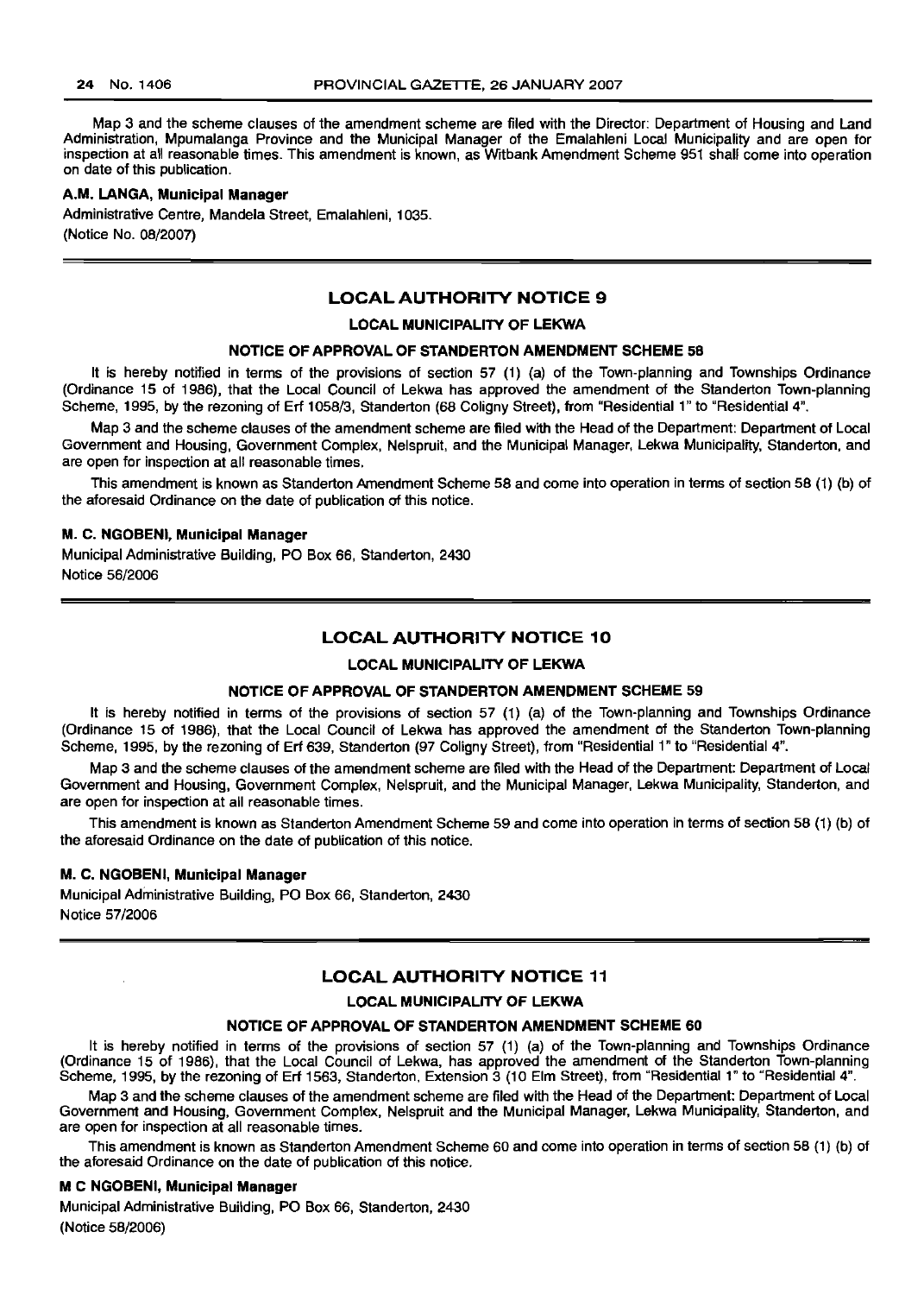Map 3 and the scheme clauses of the amendment scheme are filed with the Director: Department of Housing and Land Administration, Mpumalanga Province and the Municipal Manager of the Emalahleni Local Municipality and are open for inspection at all reasonable times. This amendment is known, as Witbank Amendment Scheme 951 shall come into operation on date of this publication.

**A.M. LANGA, Municipal Manager**

Administrative Centre, Mandela Street, Emalahleni, 1035.
(Notice No. 08/2007)

---

## LOCAL AUTHORITY NOTICE 9

### LOCAL MUNICIPALITY OF LEKWA

### NOTICE OF APPROVAL OF STANDERTON AMENDMENT SCHEME 58

It is hereby notified in terms of the provisions of section 57 (1) (a) of the Town-planning and Townships Ordinance (Ordinance 15 of 1986), that the Local Council of Lekwa has approved the amendment of the Standerton Town-planning Scheme, 1995, by the rezoning of Erf 1058/3, Standerton (68 Coligny Street), from "Residential 1" to "Residential 4".

Map 3 and the scheme clauses of the amendment scheme are filed with the Head of the Department: Department of Local Government and Housing, Government Complex, Nelspruit, and the Municipal Manager, Lekwa Municipality, Standerton, and are open for inspection at all reasonable times.

This amendment is known as Standerton Amendment Scheme 58 and come into operation in terms of section 58 (1) (b) of the aforesaid Ordinance on the date of publication of this notice.

**M. C. NGOBENI, Municipal Manager**

Municipal Administrative Building, PO Box 66, Standerton, 2430
Notice 56/2006

---

## LOCAL AUTHORITY NOTICE 10

### LOCAL MUNICIPALITY OF LEKWA

### NOTICE OF APPROVAL OF STANDERTON AMENDMENT SCHEME 59

It is hereby notified in terms of the provisions of section 57 (1) (a) of the Town-planning and Townships Ordinance (Ordinance 15 of 1986), that the Local Council of Lekwa has approved the amendment of the Standerton Town-planning Scheme, 1995, by the rezoning of Erf 639, Standerton (97 Coligny Street), from "Residential 1" to "Residential 4".

Map 3 and the scheme clauses of the amendment scheme are filed with the Head of the Department: Department of Local Government and Housing, Government Complex, Nelspruit, and the Municipal Manager, Lekwa Municipality, Standerton, and are open for inspection at all reasonable times.

This amendment is known as Standerton Amendment Scheme 59 and come into operation in terms of section 58 (1) (b) of the aforesaid Ordinance on the date of publication of this notice.

**M. C. NGOBENI, Municipal Manager**

Municipal Administrative Building, PO Box 66, Standerton, 2430
Notice 57/2006

---

## LOCAL AUTHORITY NOTICE 11

### LOCAL MUNICIPALITY OF LEKWA

### NOTICE OF APPROVAL OF STANDERTON AMENDMENT SCHEME 60

It is hereby notified in terms of the provisions of section 57 (1) (a) of the Town-planning and Townships Ordinance (Ordinance 15 of 1986), that the Local Council of Lekwa, has approved the amendment of the Standerton Town-planning Scheme, 1995, by the rezoning of Erf 1563, Standerton, Extension 3 (10 Elm Street), from "Residential 1" to "Residential 4".

Map 3 and the scheme clauses of the amendment scheme are filed with the Head of the Department: Department of Local Government and Housing, Government Complex, Nelspruit and the Municipal Manager, Lekwa Municipality, Standerton, and are open for inspection at all reasonable times.

This amendment is known as Standerton Amendment Scheme 60 and come into operation in terms of section 58 (1) (b) of the aforesaid Ordinance on the date of publication of this notice.

**M C NGOBENI, Municipal Manager**

Municipal Administrative Building, PO Box 66, Standerton, 2430
(Notice 58/2006)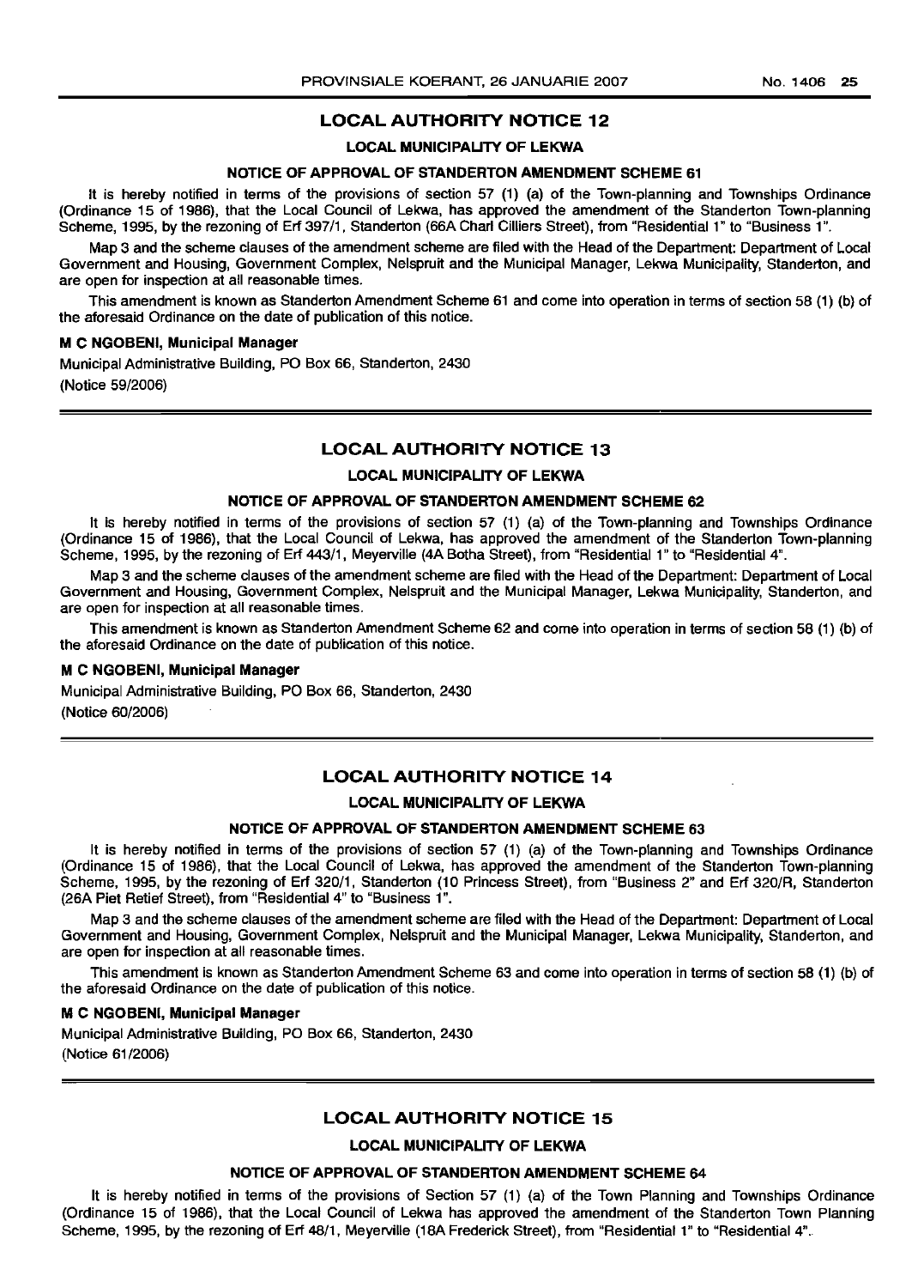## LOCAL AUTHORITY NOTICE 12

### LOCAL MUNICIPALITY OF LEKWA

#### NOTICE OF APPROVAL OF STANDERTON AMENDMENT SCHEME 61

It is hereby notified in terms of the provisions of section 57 (1) (a) of the Town-planning and Townships Ordinance (Ordinance 15 of 1986), that the Local Council of Lekwa, has approved the amendment of the Standerton Town-planning Scheme, 1995, by the rezoning of Erf 397/1, Standerton (66A Charl Cilliers Street), from "Residential 1" to "Business 1".

Map 3 and the scheme clauses of the amendment scheme are filed with the Head of the Department: Department of Local Government and Housing, Government Complex, Nelspruit and the Municipal Manager, Lekwa Municipality, Standerton, and are open for inspection at all reasonable times.

This amendment is known as Standerton Amendment Scheme 61 and come into operation in terms of section 58 (1) (b) of the aforesaid Ordinance on the date of publication of this notice.

**M C NGOBENI, Municipal Manager**

Municipal Administrative Building, PO Box 66, Standerton, 2430

(Notice 59/2006)

---

## LOCAL AUTHORITY NOTICE 13

### LOCAL MUNICIPALITY OF LEKWA

#### NOTICE OF APPROVAL OF STANDERTON AMENDMENT SCHEME 62

It is hereby notified in terms of the provisions of section 57 (1) (a) of the Town-planning and Townships Ordinance (Ordinance 15 of 1986), that the Local Council of Lekwa, has approved the amendment of the Standerton Town-planning Scheme, 1995, by the rezoning of Erf 443/1, Meyerville (4A Botha Street), from "Residential 1" to "Residential 4".

Map 3 and the scheme clauses of the amendment scheme are filed with the Head of the Department: Department of Local Government and Housing, Government Complex, Nelspruit and the Municipal Manager, Lekwa Municipality, Standerton, and are open for inspection at all reasonable times.

This amendment is known as Standerton Amendment Scheme 62 and come into operation in terms of section 58 (1) (b) of the aforesaid Ordinance on the date of publication of this notice.

**M C NGOBENI, Municipal Manager**

Municipal Administrative Building, PO Box 66, Standerton, 2430

(Notice 60/2006)

---

## LOCAL AUTHORITY NOTICE 14

### LOCAL MUNICIPALITY OF LEKWA

#### NOTICE OF APPROVAL OF STANDERTON AMENDMENT SCHEME 63

It is hereby notified in terms of the provisions of section 57 (1) (a) of the Town-planning and Townships Ordinance (Ordinance 15 of 1986), that the Local Council of Lekwa, has approved the amendment of the Standerton Town-planning Scheme, 1995, by the rezoning of Erf 320/1, Standerton (10 Princess Street), from "Business 2" and Erf 320/R, Standerton (26A Piet Retief Street), from "Residential 4" to "Business 1".

Map 3 and the scheme clauses of the amendment scheme are filed with the Head of the Department: Department of Local Government and Housing, Government Complex, Nelspruit and the Municipal Manager, Lekwa Municipality, Standerton, and are open for inspection at all reasonable times.

This amendment is known as Standerton Amendment Scheme 63 and come into operation in terms of section 58 (1) (b) of the aforesaid Ordinance on the date of publication of this notice.

**M C NGOBENI, Municipal Manager**

Municipal Administrative Building, PO Box 66, Standerton, 2430

(Notice 61/2006)

---

## LOCAL AUTHORITY NOTICE 15

### LOCAL MUNICIPALITY OF LEKWA

#### NOTICE OF APPROVAL OF STANDERTON AMENDMENT SCHEME 64

It is hereby notified in terms of the provisions of Section 57 (1) (a) of the Town Planning and Townships Ordinance (Ordinance 15 of 1986), that the Local Council of Lekwa has approved the amendment of the Standerton Town Planning Scheme, 1995, by the rezoning of Erf 48/1, Meyerville (18A Frederick Street), from "Residential 1" to "Residential 4".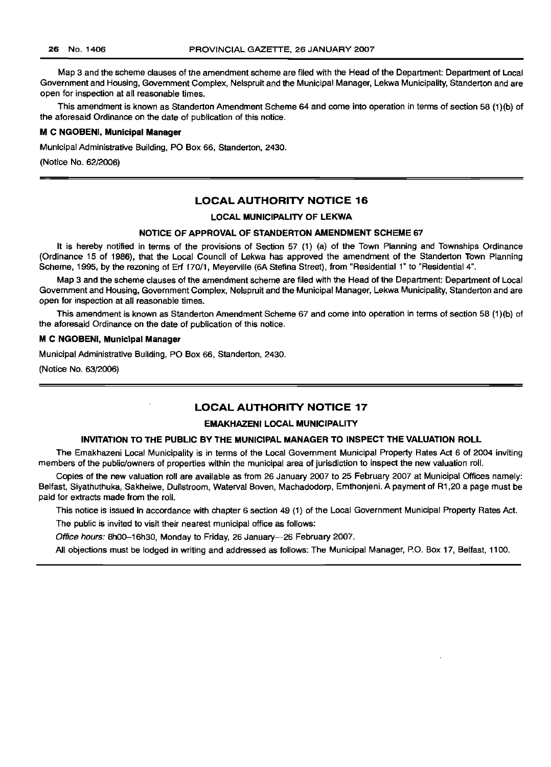Map 3 and the scheme clauses of the amendment scheme are filed with the Head of the Department: Department of Local Government and Housing, Government Complex, Nelspruit and the Municipal Manager, Lekwa Municipality, Standerton and are open for inspection at all reasonable times.

This amendment is known as Standerton Amendment Scheme 64 and come into operation in terms of section 58 (1)(b) of the aforesaid Ordinance on the date of publication of this notice.

**M C NGOBENI, Municipal Manager**

Municipal Administrative Building, PO Box 66, Standerton, 2430.

(Notice No. 62/2006)

## LOCAL AUTHORITY NOTICE 16

### LOCAL MUNICIPALITY OF LEKWA

### NOTICE OF APPROVAL OF STANDERTON AMENDMENT SCHEME 67

It is hereby notified in terms of the provisions of Section 57 (1) (a) of the Town Planning and Townships Ordinance (Ordinance 15 of 1986), that the Local Council of Lekwa has approved the amendment of the Standerton Town Planning Scheme, 1995, by the rezoning of Erf 170/1, Meyerville (6A Stefina Street), from "Residential 1" to "Residential 4".

Map 3 and the scheme clauses of the amendment scheme are filed with the Head of the Department: Department of Local Government and Housing, Government Complex, Nelspruit and the Municipal Manager, Lekwa Municipality, Standerton and are open for inspection at all reasonable times.

This amendment is known as Standerton Amendment Scheme 67 and come into operation in terms of section 58 (1)(b) of the aforesaid Ordinance on the date of publication of this notice.

**M C NGOBENI, Municipal Manager**

Municipal Administrative Building, PO Box 66, Standerton, 2430.

(Notice No. 63/2006)

## LOCAL AUTHORITY NOTICE 17

### EMAKHAZENI LOCAL MUNICIPALITY

### INVITATION TO THE PUBLIC BY THE MUNICIPAL MANAGER TO INSPECT THE VALUATION ROLL

The Emakhazeni Local Municipality is in terms of the Local Government Municipal Property Rates Act 6 of 2004 inviting members of the public/owners of properties within the municipal area of jurisdiction to inspect the new valuation roll.

Copies of the new valuation roll are available as from 26 January 2007 to 25 February 2007 at Municipal Offices namely: Belfast, Siyathuthuka, Sakheiwe, Dullstroom, Waterval Boven, Machadodorp, Emthonjeni. A payment of R1,20 a page must be paid for extracts made from the roll.

This notice is issued in accordance with chapter 6 section 49 (1) of the Local Government Municipal Property Rates Act.

The public is invited to visit their nearest municipal office as follows:

*Office hours:* 8h00–16h30, Monday to Friday, 26 January—26 February 2007.

All objections must be lodged in writing and addressed as follows: The Municipal Manager, P.O. Box 17, Belfast, 1100.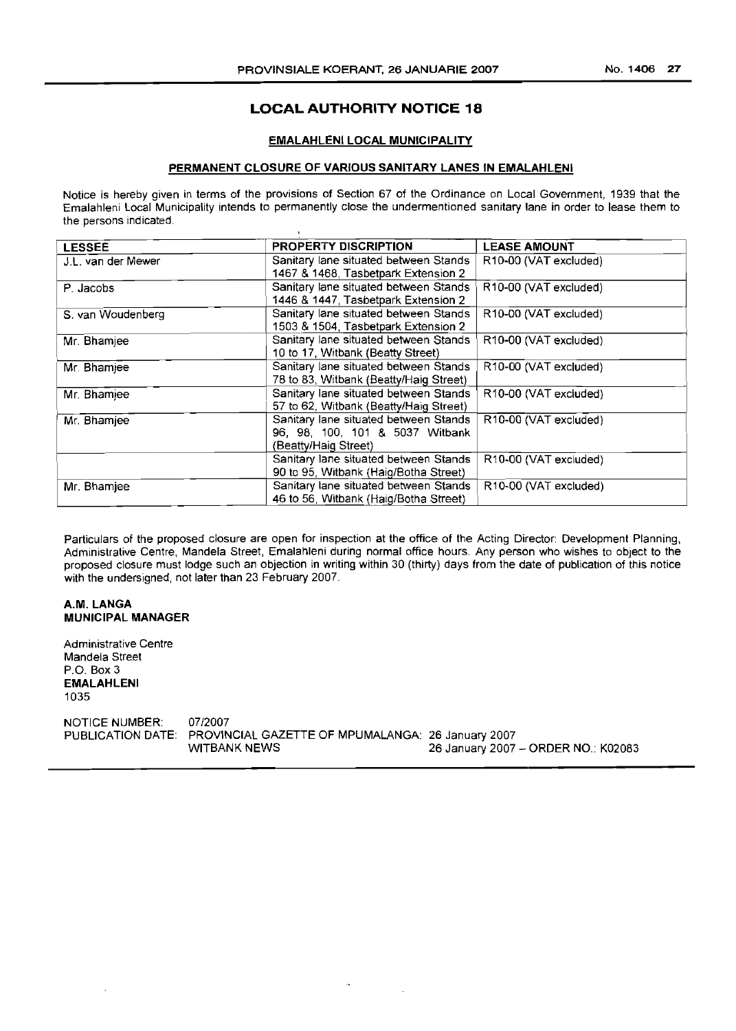## LOCAL AUTHORITY NOTICE 18

### EMALAHLENI LOCAL MUNICIPALITY

### PERMANENT CLOSURE OF VARIOUS SANITARY LANES IN EMALAHLENI

Notice is hereby given in terms of the provisions of Section 67 of the Ordinance on Local Government, 1939 that the Emalahleni Local Municipality intends to permanently close the undermentioned sanitary lane in order to lease them to the persons indicated.

| LESSEE | PROPERTY DISCRIPTION | LEASE AMOUNT |
|---|---|---|
| J.L. van der Mewer | Sanitary lane situated between Stands 1467 & 1468, Tasbetpark Extension 2 | R10-00 (VAT excluded) |
| P. Jacobs | Sanitary lane situated between Stands 1446 & 1447, Tasbetpark Extension 2 | R10-00 (VAT excluded) |
| S. van Woudenberg | Sanitary lane situated between Stands 1503 & 1504, Tasbetpark Extension 2 | R10-00 (VAT excluded) |
| Mr. Bhamjee | Sanitary lane situated between Stands 10 to 17, Witbank (Beatty Street) | R10-00 (VAT excluded) |
| Mr. Bhamjee | Sanitary lane situated between Stands 78 to 83, Witbank (Beatty/Haig Street) | R10-00 (VAT excluded) |
| Mr. Bhamjee | Sanitary lane situated between Stands 57 to 62, Witbank (Beatty/Haig Street) | R10-00 (VAT excluded) |
| Mr. Bhamjee | Sanitary lane situated between Stands 96, 98, 100, 101 & 5037 Witbank (Beatty/Haig Street) | R10-00 (VAT excluded) |
| | Sanitary lane situated between Stands 90 to 95, Witbank (Haig/Botha Street) | R10-00 (VAT excluded) |
| Mr. Bhamjee | Sanitary lane situated between Stands 46 to 56, Witbank (Haig/Botha Street) | R10-00 (VAT excluded) |

Particulars of the proposed closure are open for inspection at the office of the Acting Director: Development Planning, Administrative Centre, Mandela Street, Emalahleni during normal office hours. Any person who wishes to object to the proposed closure must lodge such an objection in writing within 30 (thirty) days from the date of publication of this notice with the undersigned, not later than 23 February 2007.

**A.M. LANGA**
**MUNICIPAL MANAGER**

Administrative Centre
Mandela Street
P.O. Box 3
**EMALAHLENI**
1035

NOTICE NUMBER: 07/2007
PUBLICATION DATE: PROVINCIAL GAZETTE OF MPUMALANGA: 26 January 2007
WITBANK NEWS 26 January 2007 – ORDER NO.: K02083